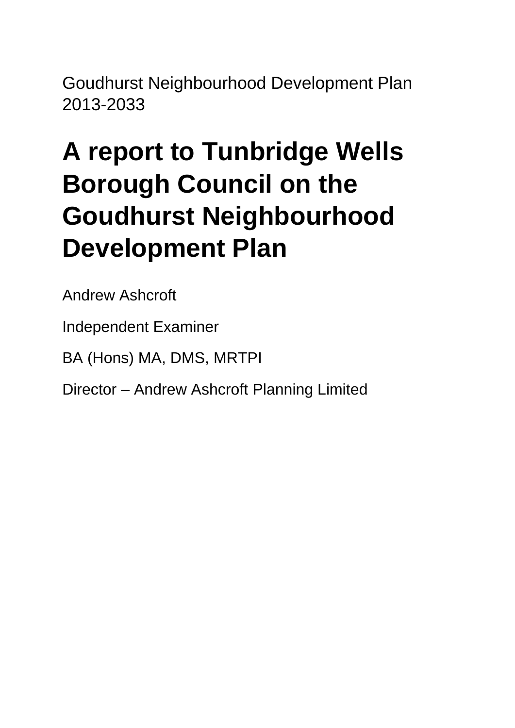Goudhurst Neighbourhood Development Plan 2013-2033

# A report to Tunbridge Wells Borough Council on the Goudhurst Neighbourhood Development Plan

Andrew Ashcroft

Independent Examiner

BA (Hons) MA, DMS, MRTPI

Director – Andrew Ashcroft Planning Limited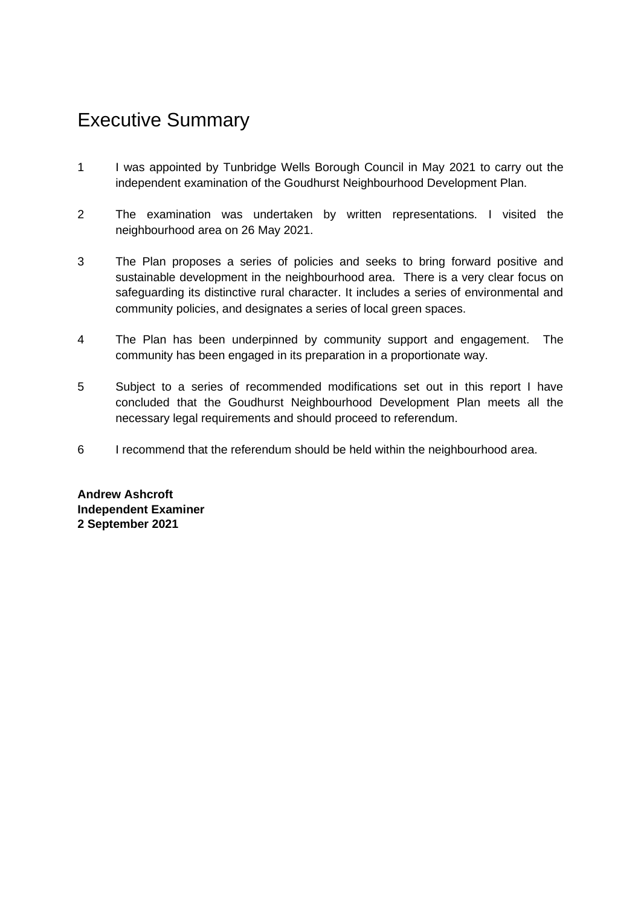# Executive Summary

1 I was appointed by Tunbridge Wells Borough Council in May 2021 to carry out the independent examination of the Goudhurst Neighbourhood Development Plan.

2 The examination was undertaken by written representations. I visited the neighbourhood area on 26 May 2021.

3 The Plan proposes a series of policies and seeks to bring forward positive and sustainable development in the neighbourhood area. There is a very clear focus on safeguarding its distinctive rural character. It includes a series of environmental and community policies, and designates a series of local green spaces.

4 The Plan has been underpinned by community support and engagement. The community has been engaged in its preparation in a proportionate way.

5 Subject to a series of recommended modifications set out in this report I have concluded that the Goudhurst Neighbourhood Development Plan meets all the necessary legal requirements and should proceed to referendum.

6 I recommend that the referendum should be held within the neighbourhood area.

**Andrew Ashcroft**
**Independent Examiner**
**2 September 2021**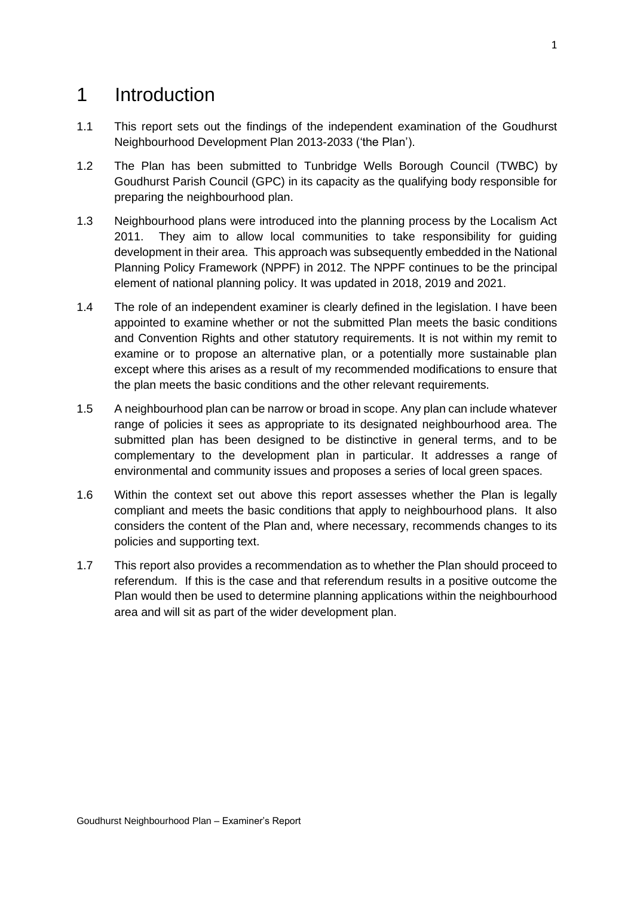# 1 Introduction

1.1 This report sets out the findings of the independent examination of the Goudhurst Neighbourhood Development Plan 2013-2033 ('the Plan').

1.2 The Plan has been submitted to Tunbridge Wells Borough Council (TWBC) by Goudhurst Parish Council (GPC) in its capacity as the qualifying body responsible for preparing the neighbourhood plan.

1.3 Neighbourhood plans were introduced into the planning process by the Localism Act 2011. They aim to allow local communities to take responsibility for guiding development in their area. This approach was subsequently embedded in the National Planning Policy Framework (NPPF) in 2012. The NPPF continues to be the principal element of national planning policy. It was updated in 2018, 2019 and 2021.

1.4 The role of an independent examiner is clearly defined in the legislation. I have been appointed to examine whether or not the submitted Plan meets the basic conditions and Convention Rights and other statutory requirements. It is not within my remit to examine or to propose an alternative plan, or a potentially more sustainable plan except where this arises as a result of my recommended modifications to ensure that the plan meets the basic conditions and the other relevant requirements.

1.5 A neighbourhood plan can be narrow or broad in scope. Any plan can include whatever range of policies it sees as appropriate to its designated neighbourhood area. The submitted plan has been designed to be distinctive in general terms, and to be complementary to the development plan in particular. It addresses a range of environmental and community issues and proposes a series of local green spaces.

1.6 Within the context set out above this report assesses whether the Plan is legally compliant and meets the basic conditions that apply to neighbourhood plans. It also considers the content of the Plan and, where necessary, recommends changes to its policies and supporting text.

1.7 This report also provides a recommendation as to whether the Plan should proceed to referendum. If this is the case and that referendum results in a positive outcome the Plan would then be used to determine planning applications within the neighbourhood area and will sit as part of the wider development plan.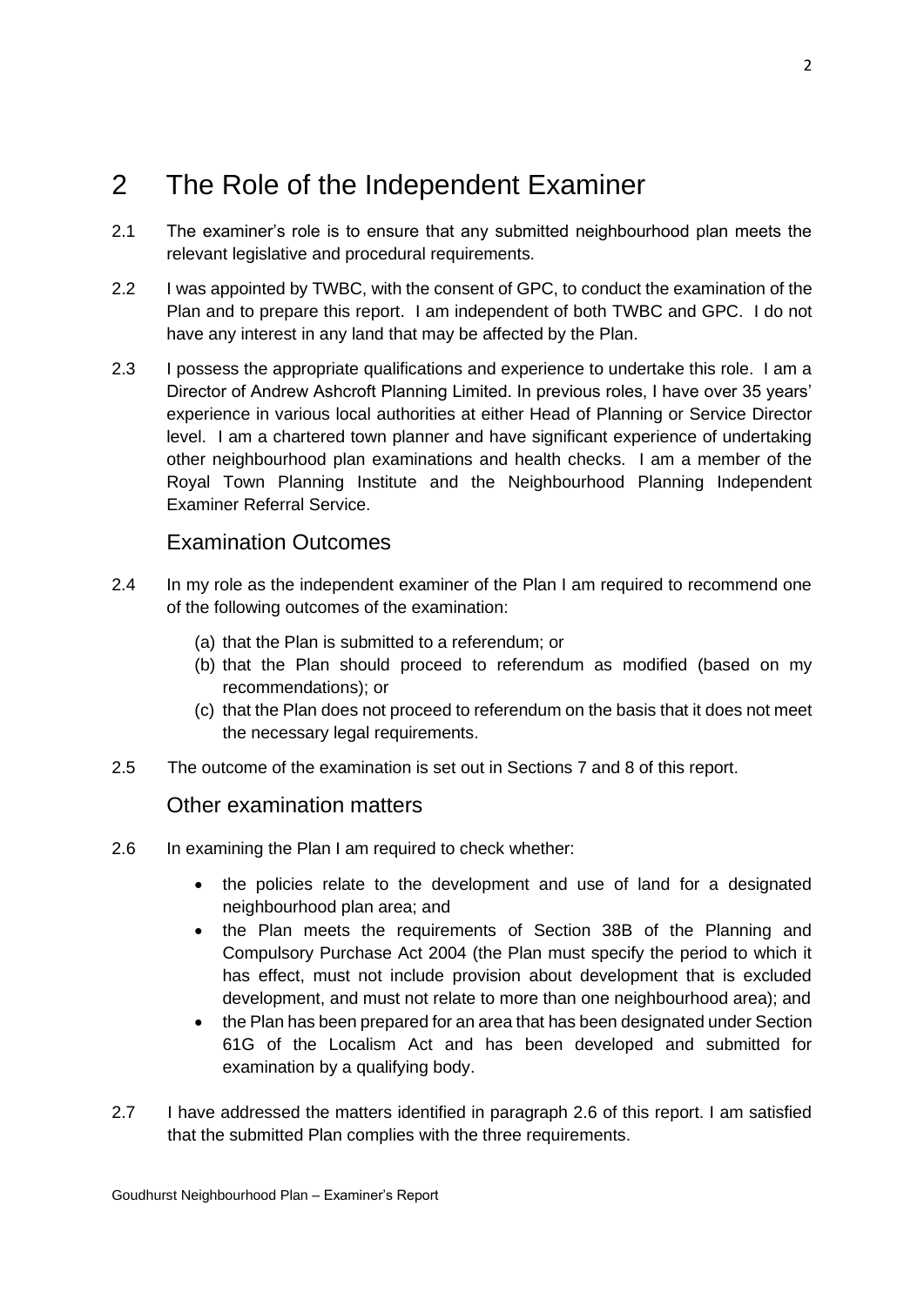# 2 The Role of the Independent Examiner

2.1 The examiner's role is to ensure that any submitted neighbourhood plan meets the relevant legislative and procedural requirements.

2.2 I was appointed by TWBC, with the consent of GPC, to conduct the examination of the Plan and to prepare this report. I am independent of both TWBC and GPC. I do not have any interest in any land that may be affected by the Plan.

2.3 I possess the appropriate qualifications and experience to undertake this role. I am a Director of Andrew Ashcroft Planning Limited. In previous roles, I have over 35 years' experience in various local authorities at either Head of Planning or Service Director level. I am a chartered town planner and have significant experience of undertaking other neighbourhood plan examinations and health checks. I am a member of the Royal Town Planning Institute and the Neighbourhood Planning Independent Examiner Referral Service.

## Examination Outcomes

2.4 In my role as the independent examiner of the Plan I am required to recommend one of the following outcomes of the examination:

(a) that the Plan is submitted to a referendum; or
(b) that the Plan should proceed to referendum as modified (based on my recommendations); or
(c) that the Plan does not proceed to referendum on the basis that it does not meet the necessary legal requirements.

2.5 The outcome of the examination is set out in Sections 7 and 8 of this report.

## Other examination matters

2.6 In examining the Plan I am required to check whether:

- the policies relate to the development and use of land for a designated neighbourhood plan area; and
- the Plan meets the requirements of Section 38B of the Planning and Compulsory Purchase Act 2004 (the Plan must specify the period to which it has effect, must not include provision about development that is excluded development, and must not relate to more than one neighbourhood area); and
- the Plan has been prepared for an area that has been designated under Section 61G of the Localism Act and has been developed and submitted for examination by a qualifying body.

2.7 I have addressed the matters identified in paragraph 2.6 of this report. I am satisfied that the submitted Plan complies with the three requirements.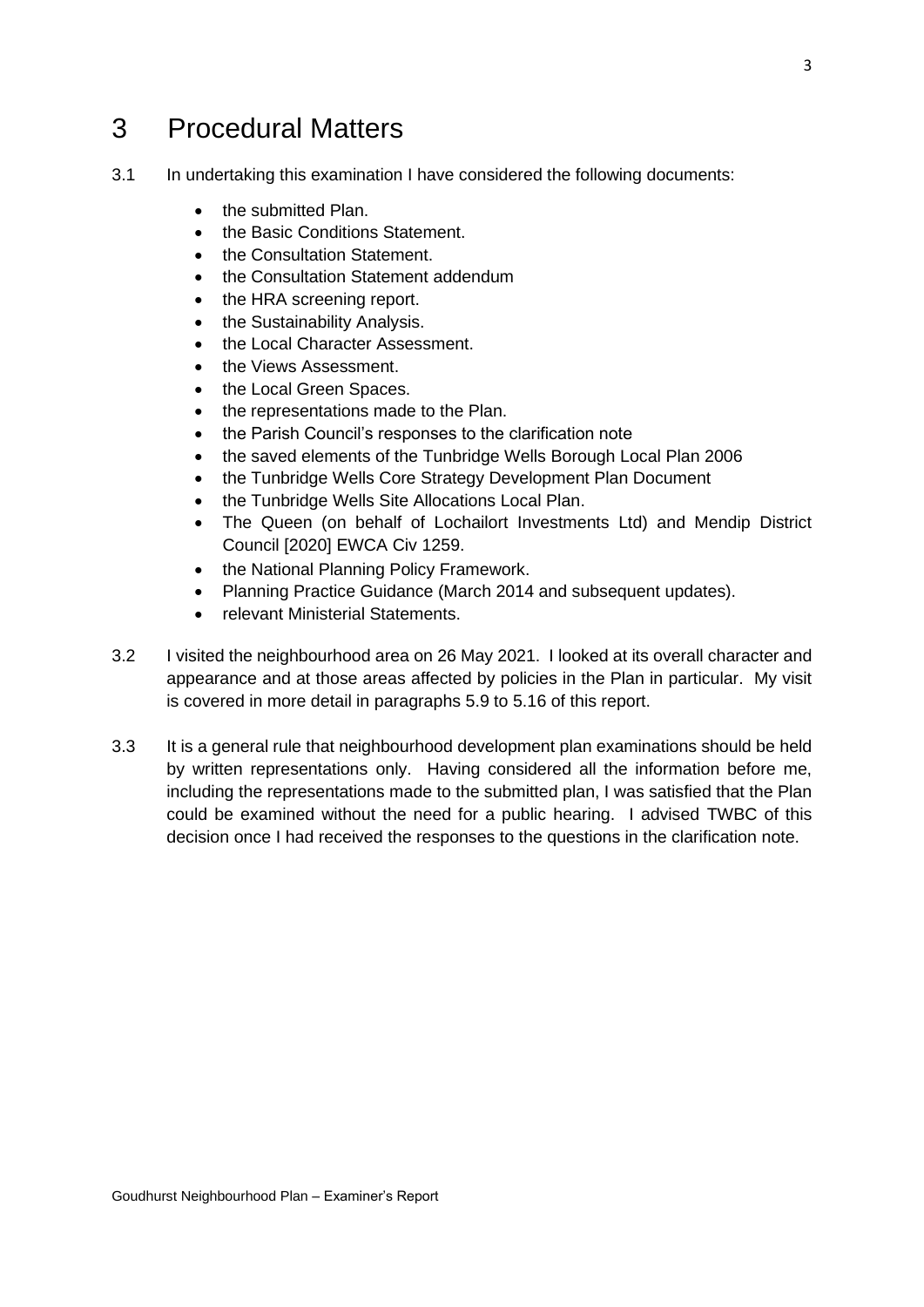# 3 Procedural Matters

3.1 In undertaking this examination I have considered the following documents:

- the submitted Plan.
- the Basic Conditions Statement.
- the Consultation Statement.
- the Consultation Statement addendum
- the HRA screening report.
- the Sustainability Analysis.
- the Local Character Assessment.
- the Views Assessment.
- the Local Green Spaces.
- the representations made to the Plan.
- the Parish Council's responses to the clarification note
- the saved elements of the Tunbridge Wells Borough Local Plan 2006
- the Tunbridge Wells Core Strategy Development Plan Document
- the Tunbridge Wells Site Allocations Local Plan.
- The Queen (on behalf of Lochailort Investments Ltd) and Mendip District Council [2020] EWCA Civ 1259.
- the National Planning Policy Framework.
- Planning Practice Guidance (March 2014 and subsequent updates).
- relevant Ministerial Statements.

3.2 I visited the neighbourhood area on 26 May 2021. I looked at its overall character and appearance and at those areas affected by policies in the Plan in particular. My visit is covered in more detail in paragraphs 5.9 to 5.16 of this report.

3.3 It is a general rule that neighbourhood development plan examinations should be held by written representations only. Having considered all the information before me, including the representations made to the submitted plan, I was satisfied that the Plan could be examined without the need for a public hearing. I advised TWBC of this decision once I had received the responses to the questions in the clarification note.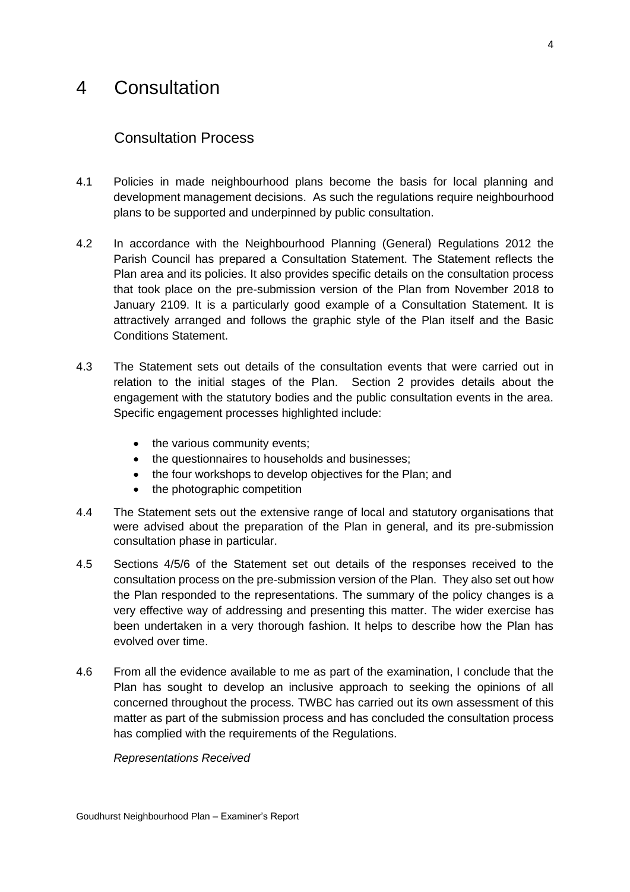# 4 Consultation

## Consultation Process

4.1 Policies in made neighbourhood plans become the basis for local planning and development management decisions. As such the regulations require neighbourhood plans to be supported and underpinned by public consultation.

4.2 In accordance with the Neighbourhood Planning (General) Regulations 2012 the Parish Council has prepared a Consultation Statement. The Statement reflects the Plan area and its policies. It also provides specific details on the consultation process that took place on the pre-submission version of the Plan from November 2018 to January 2109. It is a particularly good example of a Consultation Statement. It is attractively arranged and follows the graphic style of the Plan itself and the Basic Conditions Statement.

4.3 The Statement sets out details of the consultation events that were carried out in relation to the initial stages of the Plan. Section 2 provides details about the engagement with the statutory bodies and the public consultation events in the area. Specific engagement processes highlighted include:

- the various community events;
- the questionnaires to households and businesses;
- the four workshops to develop objectives for the Plan; and
- the photographic competition

4.4 The Statement sets out the extensive range of local and statutory organisations that were advised about the preparation of the Plan in general, and its pre-submission consultation phase in particular.

4.5 Sections 4/5/6 of the Statement set out details of the responses received to the consultation process on the pre-submission version of the Plan. They also set out how the Plan responded to the representations. The summary of the policy changes is a very effective way of addressing and presenting this matter. The wider exercise has been undertaken in a very thorough fashion. It helps to describe how the Plan has evolved over time.

4.6 From all the evidence available to me as part of the examination, I conclude that the Plan has sought to develop an inclusive approach to seeking the opinions of all concerned throughout the process. TWBC has carried out its own assessment of this matter as part of the submission process and has concluded the consultation process has complied with the requirements of the Regulations.

*Representations Received*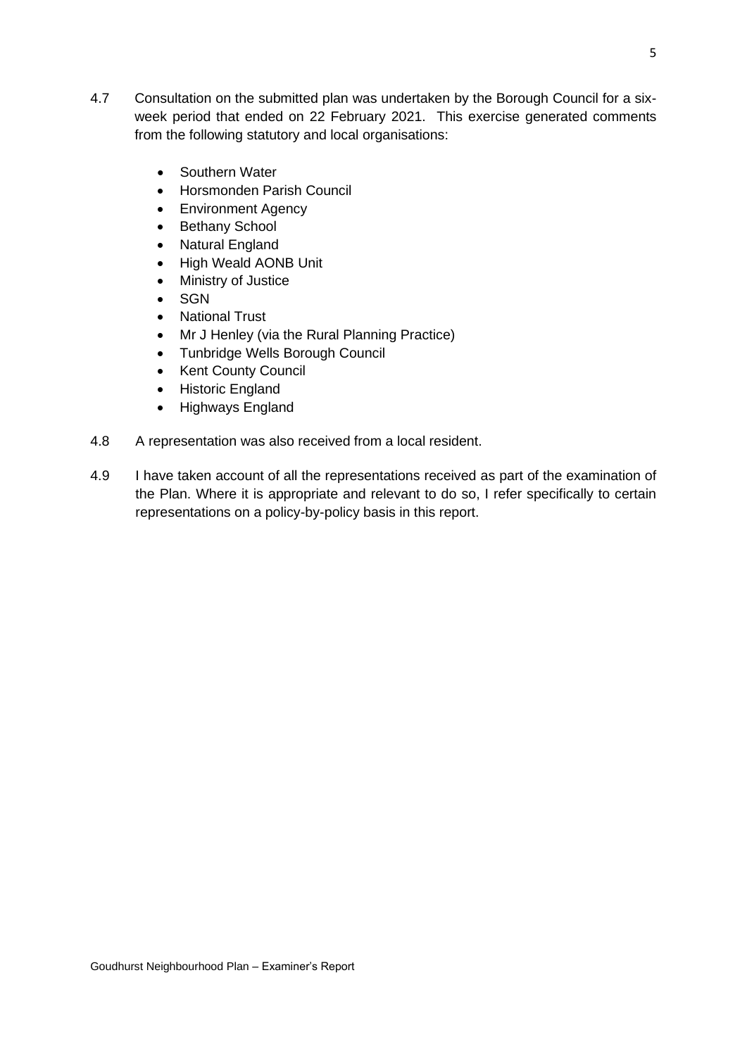4.7 Consultation on the submitted plan was undertaken by the Borough Council for a six-week period that ended on 22 February 2021. This exercise generated comments from the following statutory and local organisations:

- Southern Water
- Horsmonden Parish Council
- Environment Agency
- Bethany School
- Natural England
- High Weald AONB Unit
- Ministry of Justice
- SGN
- National Trust
- Mr J Henley (via the Rural Planning Practice)
- Tunbridge Wells Borough Council
- Kent County Council
- Historic England
- Highways England

4.8 A representation was also received from a local resident.

4.9 I have taken account of all the representations received as part of the examination of the Plan. Where it is appropriate and relevant to do so, I refer specifically to certain representations on a policy-by-policy basis in this report.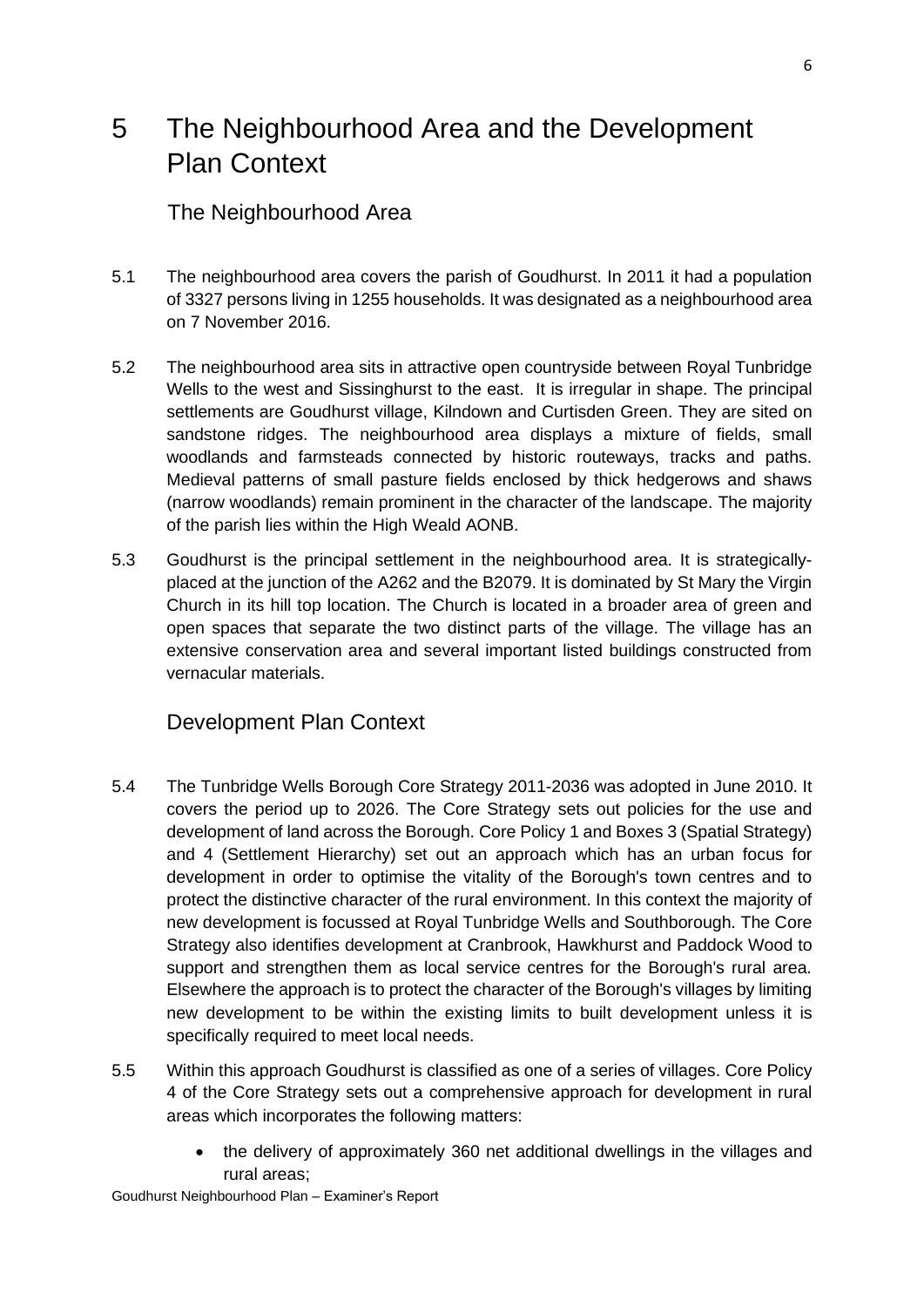# 5 The Neighbourhood Area and the Development Plan Context

## The Neighbourhood Area

5.1 The neighbourhood area covers the parish of Goudhurst. In 2011 it had a population of 3327 persons living in 1255 households. It was designated as a neighbourhood area on 7 November 2016.

5.2 The neighbourhood area sits in attractive open countryside between Royal Tunbridge Wells to the west and Sissinghurst to the east. It is irregular in shape. The principal settlements are Goudhurst village, Kilndown and Curtisden Green. They are sited on sandstone ridges. The neighbourhood area displays a mixture of fields, small woodlands and farmsteads connected by historic routeways, tracks and paths. Medieval patterns of small pasture fields enclosed by thick hedgerows and shaws (narrow woodlands) remain prominent in the character of the landscape. The majority of the parish lies within the High Weald AONB.

5.3 Goudhurst is the principal settlement in the neighbourhood area. It is strategically-placed at the junction of the A262 and the B2079. It is dominated by St Mary the Virgin Church in its hill top location. The Church is located in a broader area of green and open spaces that separate the two distinct parts of the village. The village has an extensive conservation area and several important listed buildings constructed from vernacular materials.

## Development Plan Context

5.4 The Tunbridge Wells Borough Core Strategy 2011-2036 was adopted in June 2010. It covers the period up to 2026. The Core Strategy sets out policies for the use and development of land across the Borough. Core Policy 1 and Boxes 3 (Spatial Strategy) and 4 (Settlement Hierarchy) set out an approach which has an urban focus for development in order to optimise the vitality of the Borough's town centres and to protect the distinctive character of the rural environment. In this context the majority of new development is focussed at Royal Tunbridge Wells and Southborough. The Core Strategy also identifies development at Cranbrook, Hawkhurst and Paddock Wood to support and strengthen them as local service centres for the Borough's rural area. Elsewhere the approach is to protect the character of the Borough's villages by limiting new development to be within the existing limits to built development unless it is specifically required to meet local needs.

5.5 Within this approach Goudhurst is classified as one of a series of villages. Core Policy 4 of the Core Strategy sets out a comprehensive approach for development in rural areas which incorporates the following matters:

- the delivery of approximately 360 net additional dwellings in the villages and rural areas;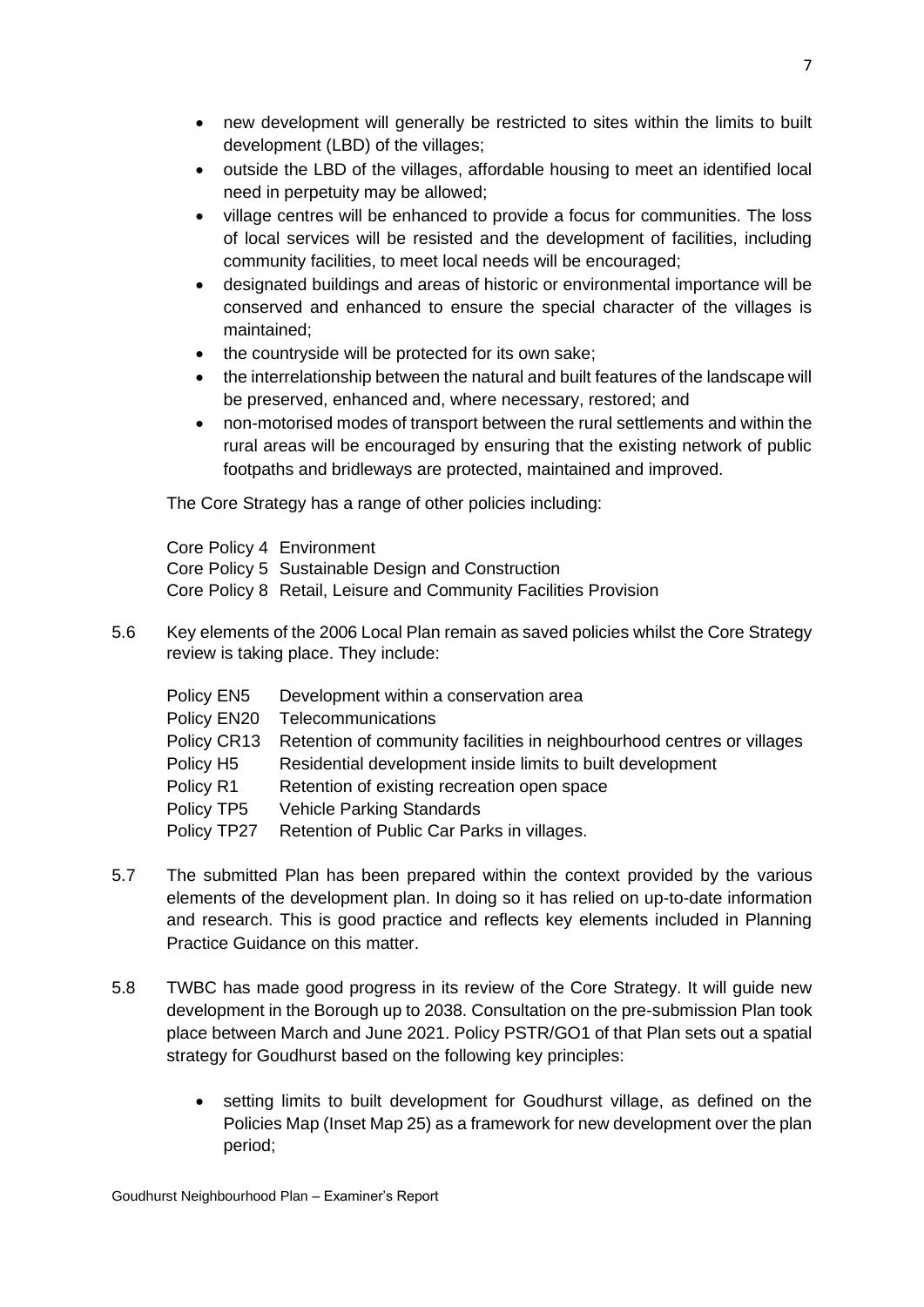- new development will generally be restricted to sites within the limits to built development (LBD) of the villages;
- outside the LBD of the villages, affordable housing to meet an identified local need in perpetuity may be allowed;
- village centres will be enhanced to provide a focus for communities. The loss of local services will be resisted and the development of facilities, including community facilities, to meet local needs will be encouraged;
- designated buildings and areas of historic or environmental importance will be conserved and enhanced to ensure the special character of the villages is maintained;
- the countryside will be protected for its own sake;
- the interrelationship between the natural and built features of the landscape will be preserved, enhanced and, where necessary, restored; and
- non-motorised modes of transport between the rural settlements and within the rural areas will be encouraged by ensuring that the existing network of public footpaths and bridleways are protected, maintained and improved.

The Core Strategy has a range of other policies including:

Core Policy 4 Environment
Core Policy 5 Sustainable Design and Construction
Core Policy 8 Retail, Leisure and Community Facilities Provision

5.6 Key elements of the 2006 Local Plan remain as saved policies whilst the Core Strategy review is taking place. They include:

| | |
|---|---|
| Policy EN5 | Development within a conservation area |
| Policy EN20 | Telecommunications |
| Policy CR13 | Retention of community facilities in neighbourhood centres or villages |
| Policy H5 | Residential development inside limits to built development |
| Policy R1 | Retention of existing recreation open space |
| Policy TP5 | Vehicle Parking Standards |
| Policy TP27 | Retention of Public Car Parks in villages. |

5.7 The submitted Plan has been prepared within the context provided by the various elements of the development plan. In doing so it has relied on up-to-date information and research. This is good practice and reflects key elements included in Planning Practice Guidance on this matter.

5.8 TWBC has made good progress in its review of the Core Strategy. It will guide new development in the Borough up to 2038. Consultation on the pre-submission Plan took place between March and June 2021. Policy PSTR/GO1 of that Plan sets out a spatial strategy for Goudhurst based on the following key principles:

- setting limits to built development for Goudhurst village, as defined on the Policies Map (Inset Map 25) as a framework for new development over the plan period;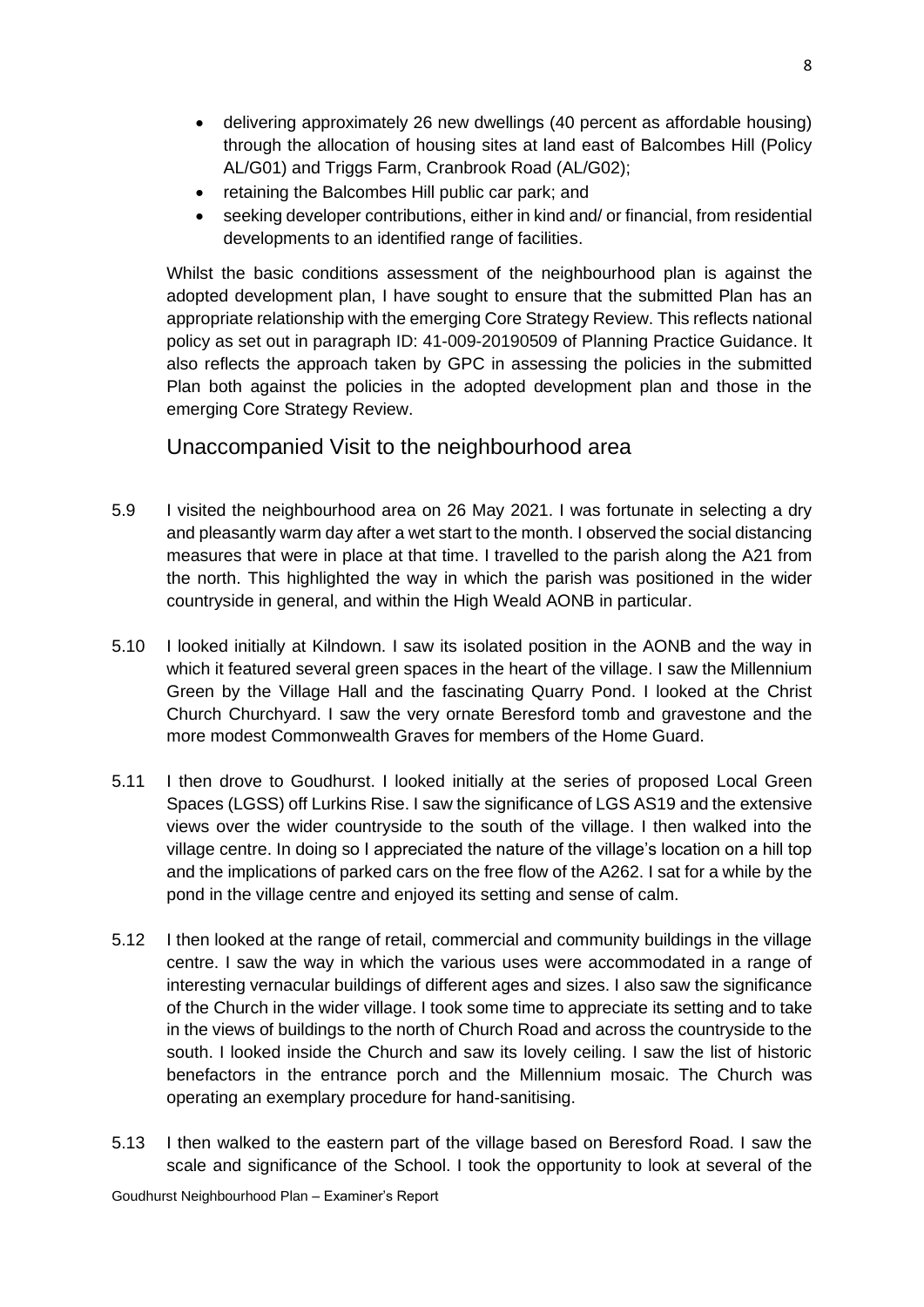- delivering approximately 26 new dwellings (40 percent as affordable housing) through the allocation of housing sites at land east of Balcombes Hill (Policy AL/G01) and Triggs Farm, Cranbrook Road (AL/G02);
- retaining the Balcombes Hill public car park; and
- seeking developer contributions, either in kind and/ or financial, from residential developments to an identified range of facilities.

Whilst the basic conditions assessment of the neighbourhood plan is against the adopted development plan, I have sought to ensure that the submitted Plan has an appropriate relationship with the emerging Core Strategy Review. This reflects national policy as set out in paragraph ID: 41-009-20190509 of Planning Practice Guidance. It also reflects the approach taken by GPC in assessing the policies in the submitted Plan both against the policies in the adopted development plan and those in the emerging Core Strategy Review.

## Unaccompanied Visit to the neighbourhood area

5.9 I visited the neighbourhood area on 26 May 2021. I was fortunate in selecting a dry and pleasantly warm day after a wet start to the month. I observed the social distancing measures that were in place at that time. I travelled to the parish along the A21 from the north. This highlighted the way in which the parish was positioned in the wider countryside in general, and within the High Weald AONB in particular.

5.10 I looked initially at Kilndown. I saw its isolated position in the AONB and the way in which it featured several green spaces in the heart of the village. I saw the Millennium Green by the Village Hall and the fascinating Quarry Pond. I looked at the Christ Church Churchyard. I saw the very ornate Beresford tomb and gravestone and the more modest Commonwealth Graves for members of the Home Guard.

5.11 I then drove to Goudhurst. I looked initially at the series of proposed Local Green Spaces (LGSS) off Lurkins Rise. I saw the significance of LGS AS19 and the extensive views over the wider countryside to the south of the village. I then walked into the village centre. In doing so I appreciated the nature of the village's location on a hill top and the implications of parked cars on the free flow of the A262. I sat for a while by the pond in the village centre and enjoyed its setting and sense of calm.

5.12 I then looked at the range of retail, commercial and community buildings in the village centre. I saw the way in which the various uses were accommodated in a range of interesting vernacular buildings of different ages and sizes. I also saw the significance of the Church in the wider village. I took some time to appreciate its setting and to take in the views of buildings to the north of Church Road and across the countryside to the south. I looked inside the Church and saw its lovely ceiling. I saw the list of historic benefactors in the entrance porch and the Millennium mosaic. The Church was operating an exemplary procedure for hand-sanitising.

5.13 I then walked to the eastern part of the village based on Beresford Road. I saw the scale and significance of the School. I took the opportunity to look at several of the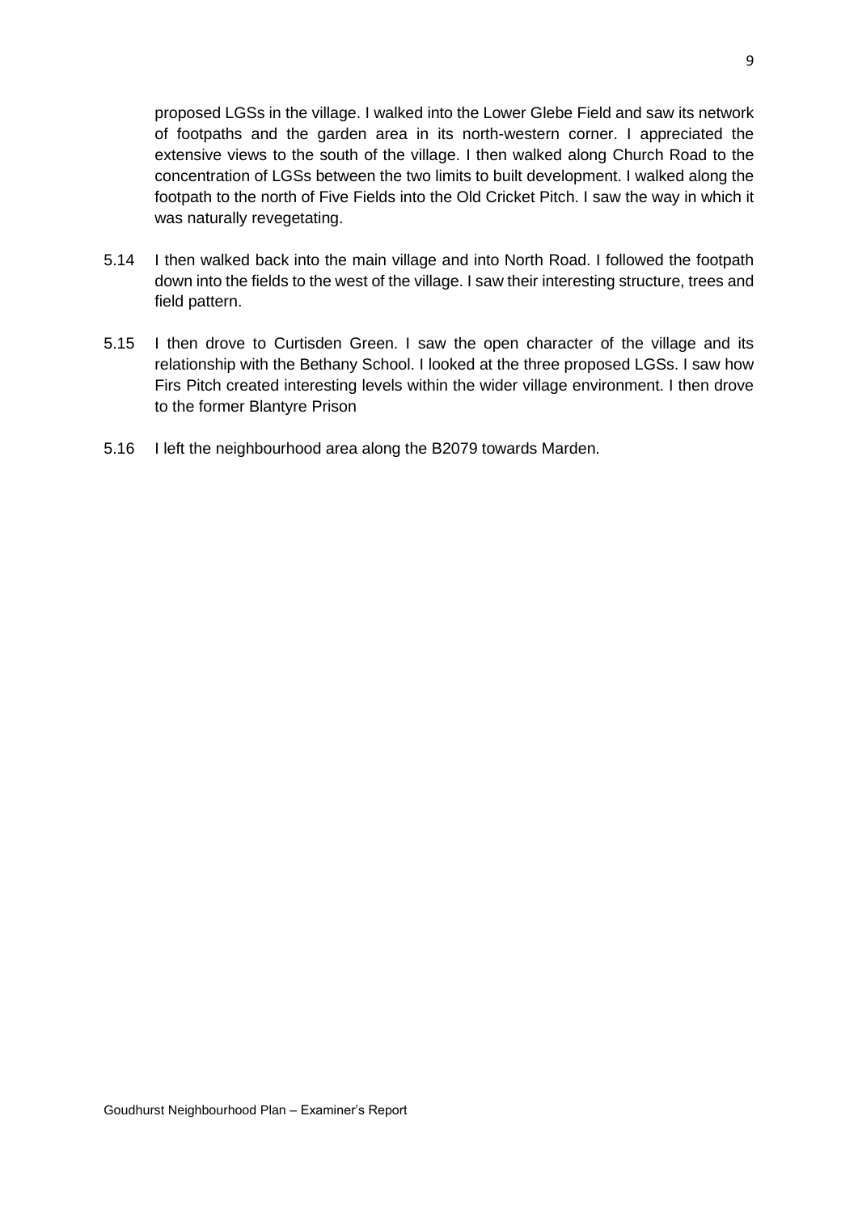proposed LGSs in the village. I walked into the Lower Glebe Field and saw its network of footpaths and the garden area in its north-western corner. I appreciated the extensive views to the south of the village. I then walked along Church Road to the concentration of LGSs between the two limits to built development. I walked along the footpath to the north of Five Fields into the Old Cricket Pitch. I saw the way in which it was naturally revegetating.

5.14 I then walked back into the main village and into North Road. I followed the footpath down into the fields to the west of the village. I saw their interesting structure, trees and field pattern.

5.15 I then drove to Curtisden Green. I saw the open character of the village and its relationship with the Bethany School. I looked at the three proposed LGSs. I saw how Firs Pitch created interesting levels within the wider village environment. I then drove to the former Blantyre Prison

5.16 I left the neighbourhood area along the B2079 towards Marden.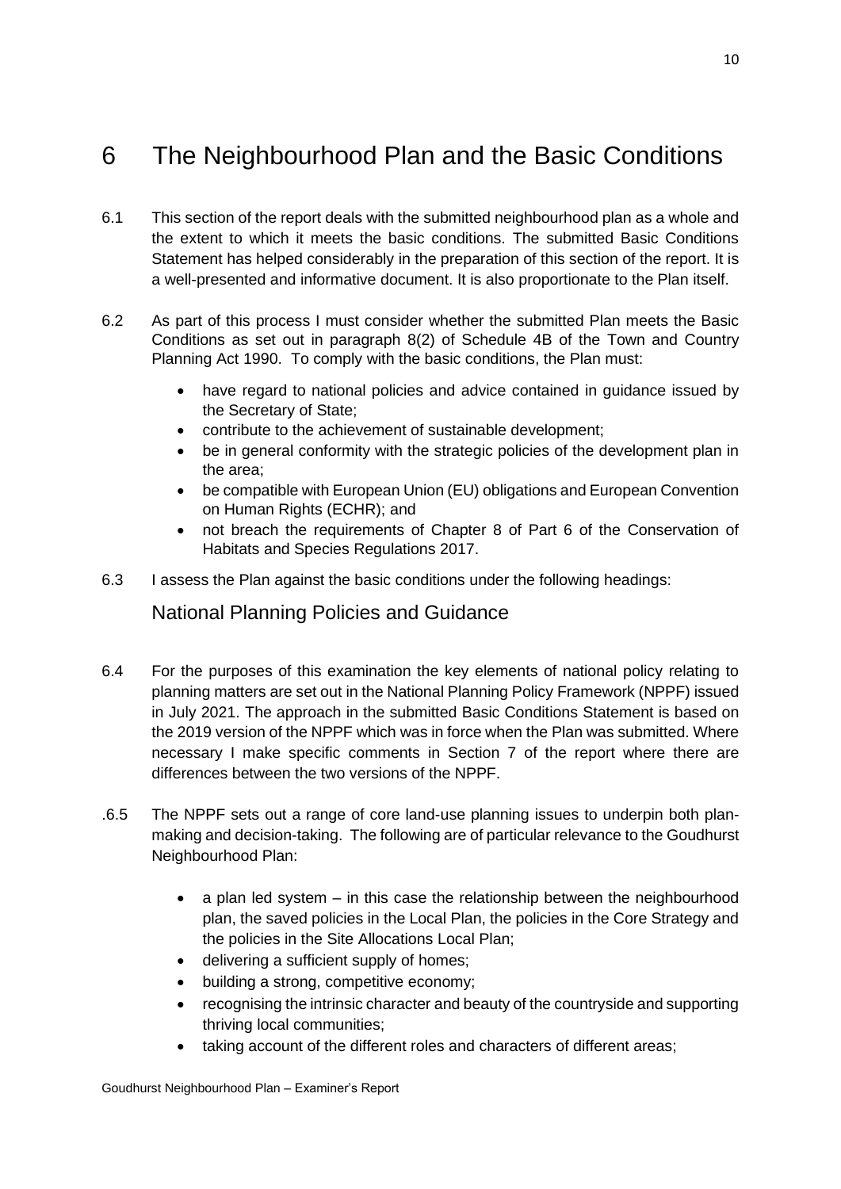# 6 The Neighbourhood Plan and the Basic Conditions

6.1 This section of the report deals with the submitted neighbourhood plan as a whole and the extent to which it meets the basic conditions. The submitted Basic Conditions Statement has helped considerably in the preparation of this section of the report. It is a well-presented and informative document. It is also proportionate to the Plan itself.

6.2 As part of this process I must consider whether the submitted Plan meets the Basic Conditions as set out in paragraph 8(2) of Schedule 4B of the Town and Country Planning Act 1990. To comply with the basic conditions, the Plan must:

- have regard to national policies and advice contained in guidance issued by the Secretary of State;
- contribute to the achievement of sustainable development;
- be in general conformity with the strategic policies of the development plan in the area;
- be compatible with European Union (EU) obligations and European Convention on Human Rights (ECHR); and
- not breach the requirements of Chapter 8 of Part 6 of the Conservation of Habitats and Species Regulations 2017.

6.3 I assess the Plan against the basic conditions under the following headings:

## National Planning Policies and Guidance

6.4 For the purposes of this examination the key elements of national policy relating to planning matters are set out in the National Planning Policy Framework (NPPF) issued in July 2021. The approach in the submitted Basic Conditions Statement is based on the 2019 version of the NPPF which was in force when the Plan was submitted. Where necessary I make specific comments in Section 7 of the report where there are differences between the two versions of the NPPF.

.6.5 The NPPF sets out a range of core land-use planning issues to underpin both plan-making and decision-taking. The following are of particular relevance to the Goudhurst Neighbourhood Plan:

- a plan led system – in this case the relationship between the neighbourhood plan, the saved policies in the Local Plan, the policies in the Core Strategy and the policies in the Site Allocations Local Plan;
- delivering a sufficient supply of homes;
- building a strong, competitive economy;
- recognising the intrinsic character and beauty of the countryside and supporting thriving local communities;
- taking account of the different roles and characters of different areas;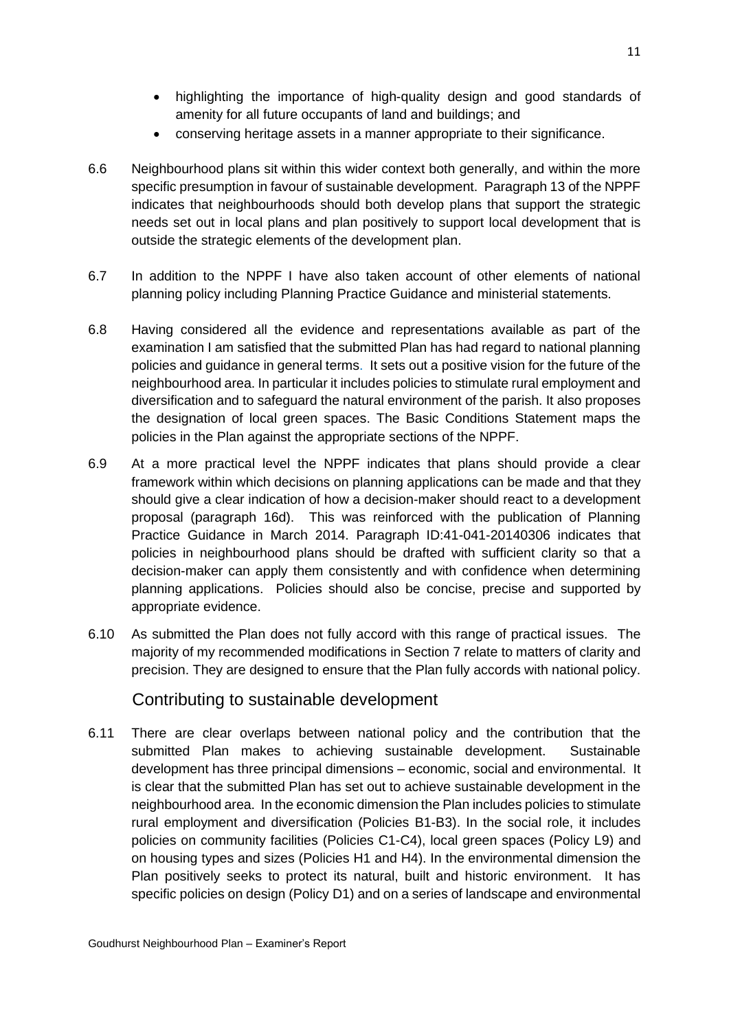- highlighting the importance of high-quality design and good standards of amenity for all future occupants of land and buildings; and
- conserving heritage assets in a manner appropriate to their significance.

6.6 Neighbourhood plans sit within this wider context both generally, and within the more specific presumption in favour of sustainable development. Paragraph 13 of the NPPF indicates that neighbourhoods should both develop plans that support the strategic needs set out in local plans and plan positively to support local development that is outside the strategic elements of the development plan.

6.7 In addition to the NPPF I have also taken account of other elements of national planning policy including Planning Practice Guidance and ministerial statements.

6.8 Having considered all the evidence and representations available as part of the examination I am satisfied that the submitted Plan has had regard to national planning policies and guidance in general terms. It sets out a positive vision for the future of the neighbourhood area. In particular it includes policies to stimulate rural employment and diversification and to safeguard the natural environment of the parish. It also proposes the designation of local green spaces. The Basic Conditions Statement maps the policies in the Plan against the appropriate sections of the NPPF.

6.9 At a more practical level the NPPF indicates that plans should provide a clear framework within which decisions on planning applications can be made and that they should give a clear indication of how a decision-maker should react to a development proposal (paragraph 16d). This was reinforced with the publication of Planning Practice Guidance in March 2014. Paragraph ID:41-041-20140306 indicates that policies in neighbourhood plans should be drafted with sufficient clarity so that a decision-maker can apply them consistently and with confidence when determining planning applications. Policies should also be concise, precise and supported by appropriate evidence.

6.10 As submitted the Plan does not fully accord with this range of practical issues. The majority of my recommended modifications in Section 7 relate to matters of clarity and precision. They are designed to ensure that the Plan fully accords with national policy.

## Contributing to sustainable development

6.11 There are clear overlaps between national policy and the contribution that the submitted Plan makes to achieving sustainable development. Sustainable development has three principal dimensions – economic, social and environmental. It is clear that the submitted Plan has set out to achieve sustainable development in the neighbourhood area. In the economic dimension the Plan includes policies to stimulate rural employment and diversification (Policies B1-B3). In the social role, it includes policies on community facilities (Policies C1-C4), local green spaces (Policy L9) and on housing types and sizes (Policies H1 and H4). In the environmental dimension the Plan positively seeks to protect its natural, built and historic environment. It has specific policies on design (Policy D1) and on a series of landscape and environmental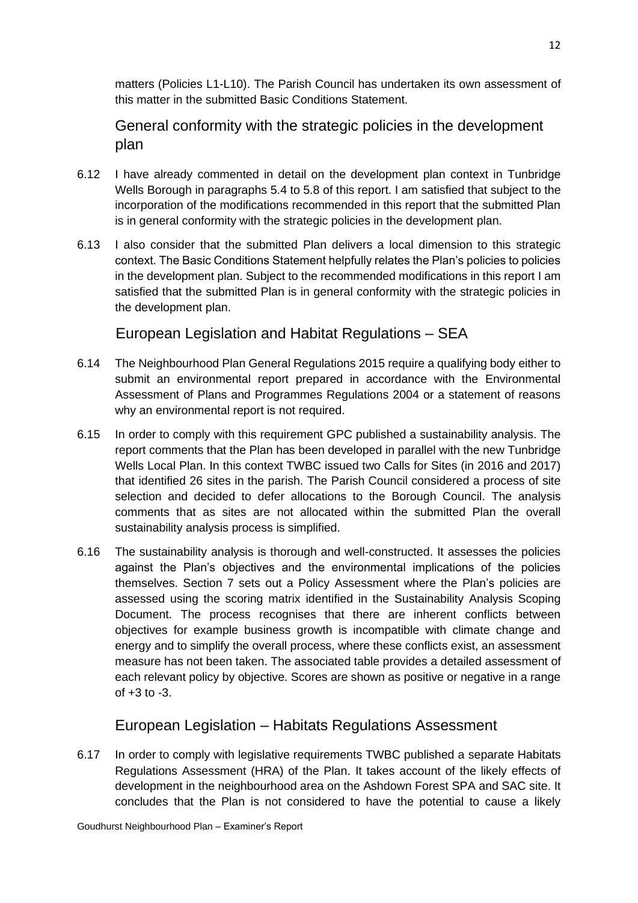matters (Policies L1-L10). The Parish Council has undertaken its own assessment of this matter in the submitted Basic Conditions Statement.

## General conformity with the strategic policies in the development plan

6.12 I have already commented in detail on the development plan context in Tunbridge Wells Borough in paragraphs 5.4 to 5.8 of this report. I am satisfied that subject to the incorporation of the modifications recommended in this report that the submitted Plan is in general conformity with the strategic policies in the development plan.

6.13 I also consider that the submitted Plan delivers a local dimension to this strategic context. The Basic Conditions Statement helpfully relates the Plan's policies to policies in the development plan. Subject to the recommended modifications in this report I am satisfied that the submitted Plan is in general conformity with the strategic policies in the development plan.

## European Legislation and Habitat Regulations – SEA

6.14 The Neighbourhood Plan General Regulations 2015 require a qualifying body either to submit an environmental report prepared in accordance with the Environmental Assessment of Plans and Programmes Regulations 2004 or a statement of reasons why an environmental report is not required.

6.15 In order to comply with this requirement GPC published a sustainability analysis. The report comments that the Plan has been developed in parallel with the new Tunbridge Wells Local Plan. In this context TWBC issued two Calls for Sites (in 2016 and 2017) that identified 26 sites in the parish. The Parish Council considered a process of site selection and decided to defer allocations to the Borough Council. The analysis comments that as sites are not allocated within the submitted Plan the overall sustainability analysis process is simplified.

6.16 The sustainability analysis is thorough and well-constructed. It assesses the policies against the Plan's objectives and the environmental implications of the policies themselves. Section 7 sets out a Policy Assessment where the Plan's policies are assessed using the scoring matrix identified in the Sustainability Analysis Scoping Document. The process recognises that there are inherent conflicts between objectives for example business growth is incompatible with climate change and energy and to simplify the overall process, where these conflicts exist, an assessment measure has not been taken. The associated table provides a detailed assessment of each relevant policy by objective. Scores are shown as positive or negative in a range of +3 to -3.

## European Legislation – Habitats Regulations Assessment

6.17 In order to comply with legislative requirements TWBC published a separate Habitats Regulations Assessment (HRA) of the Plan. It takes account of the likely effects of development in the neighbourhood area on the Ashdown Forest SPA and SAC site. It concludes that the Plan is not considered to have the potential to cause a likely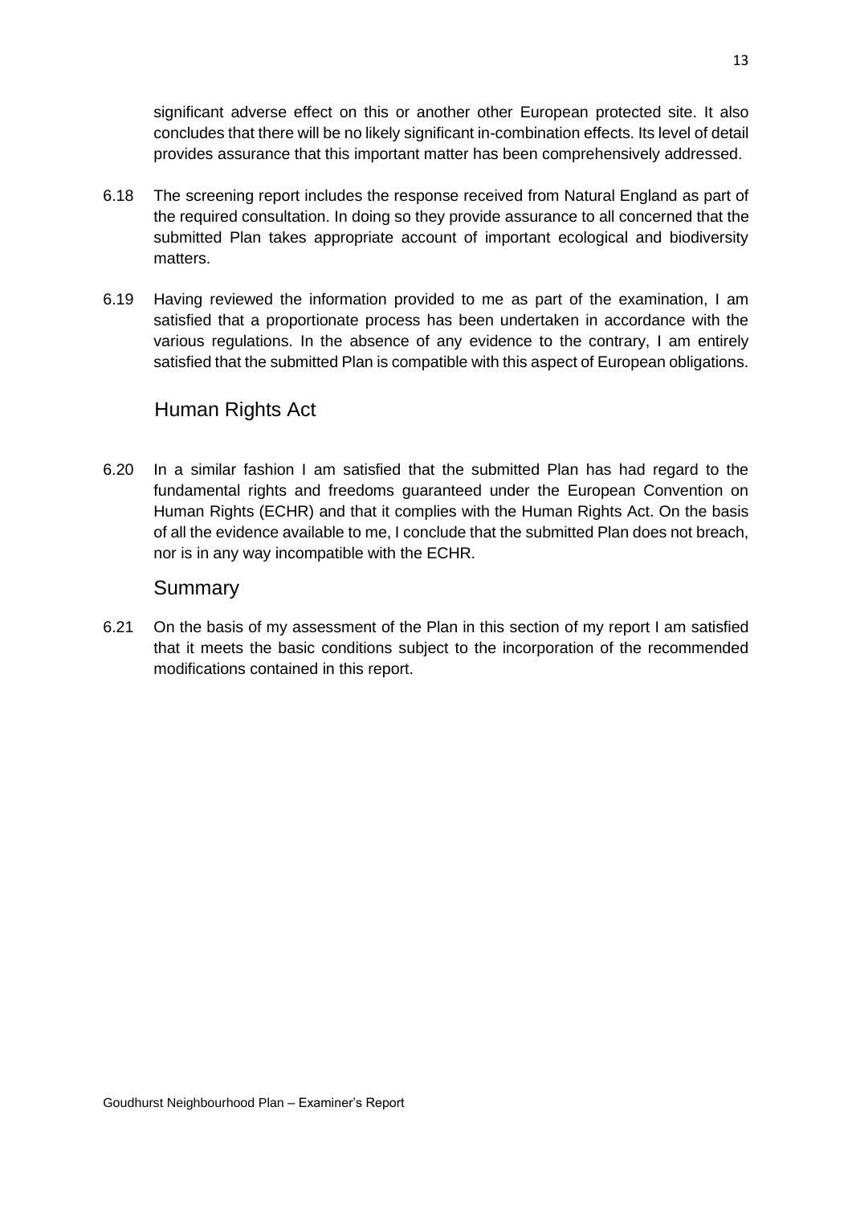significant adverse effect on this or another other European protected site. It also concludes that there will be no likely significant in-combination effects. Its level of detail provides assurance that this important matter has been comprehensively addressed.

6.18 The screening report includes the response received from Natural England as part of the required consultation. In doing so they provide assurance to all concerned that the submitted Plan takes appropriate account of important ecological and biodiversity matters.

6.19 Having reviewed the information provided to me as part of the examination, I am satisfied that a proportionate process has been undertaken in accordance with the various regulations. In the absence of any evidence to the contrary, I am entirely satisfied that the submitted Plan is compatible with this aspect of European obligations.

## Human Rights Act

6.20 In a similar fashion I am satisfied that the submitted Plan has had regard to the fundamental rights and freedoms guaranteed under the European Convention on Human Rights (ECHR) and that it complies with the Human Rights Act. On the basis of all the evidence available to me, I conclude that the submitted Plan does not breach, nor is in any way incompatible with the ECHR.

## Summary

6.21 On the basis of my assessment of the Plan in this section of my report I am satisfied that it meets the basic conditions subject to the incorporation of the recommended modifications contained in this report.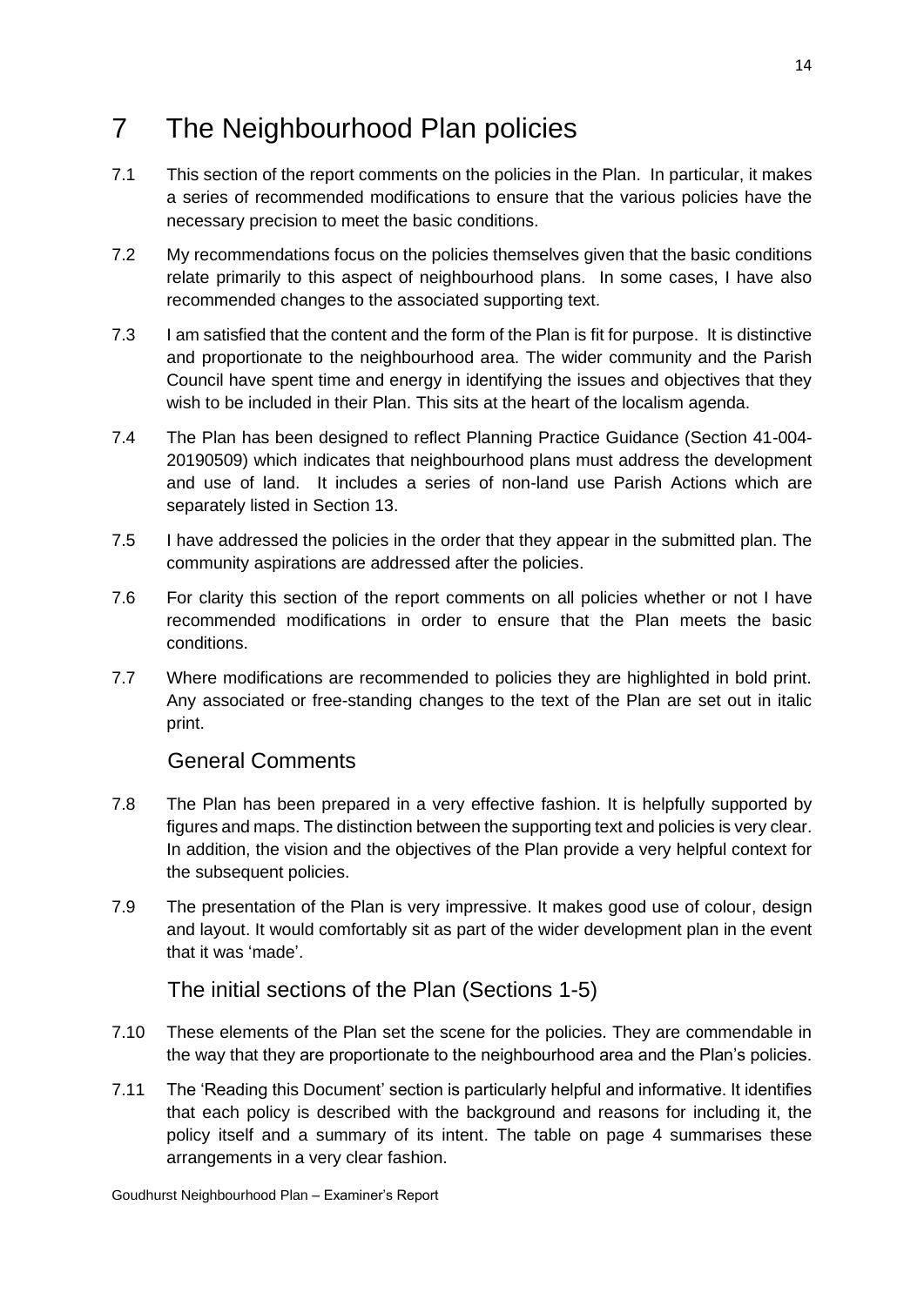# 7 The Neighbourhood Plan policies

7.1 This section of the report comments on the policies in the Plan. In particular, it makes a series of recommended modifications to ensure that the various policies have the necessary precision to meet the basic conditions.

7.2 My recommendations focus on the policies themselves given that the basic conditions relate primarily to this aspect of neighbourhood plans. In some cases, I have also recommended changes to the associated supporting text.

7.3 I am satisfied that the content and the form of the Plan is fit for purpose. It is distinctive and proportionate to the neighbourhood area. The wider community and the Parish Council have spent time and energy in identifying the issues and objectives that they wish to be included in their Plan. This sits at the heart of the localism agenda.

7.4 The Plan has been designed to reflect Planning Practice Guidance (Section 41-004-20190509) which indicates that neighbourhood plans must address the development and use of land. It includes a series of non-land use Parish Actions which are separately listed in Section 13.

7.5 I have addressed the policies in the order that they appear in the submitted plan. The community aspirations are addressed after the policies.

7.6 For clarity this section of the report comments on all policies whether or not I have recommended modifications in order to ensure that the Plan meets the basic conditions.

7.7 Where modifications are recommended to policies they are highlighted in bold print. Any associated or free-standing changes to the text of the Plan are set out in italic print.

## General Comments

7.8 The Plan has been prepared in a very effective fashion. It is helpfully supported by figures and maps. The distinction between the supporting text and policies is very clear. In addition, the vision and the objectives of the Plan provide a very helpful context for the subsequent policies.

7.9 The presentation of the Plan is very impressive. It makes good use of colour, design and layout. It would comfortably sit as part of the wider development plan in the event that it was 'made'.

## The initial sections of the Plan (Sections 1-5)

7.10 These elements of the Plan set the scene for the policies. They are commendable in the way that they are proportionate to the neighbourhood area and the Plan's policies.

7.11 The 'Reading this Document' section is particularly helpful and informative. It identifies that each policy is described with the background and reasons for including it, the policy itself and a summary of its intent. The table on page 4 summarises these arrangements in a very clear fashion.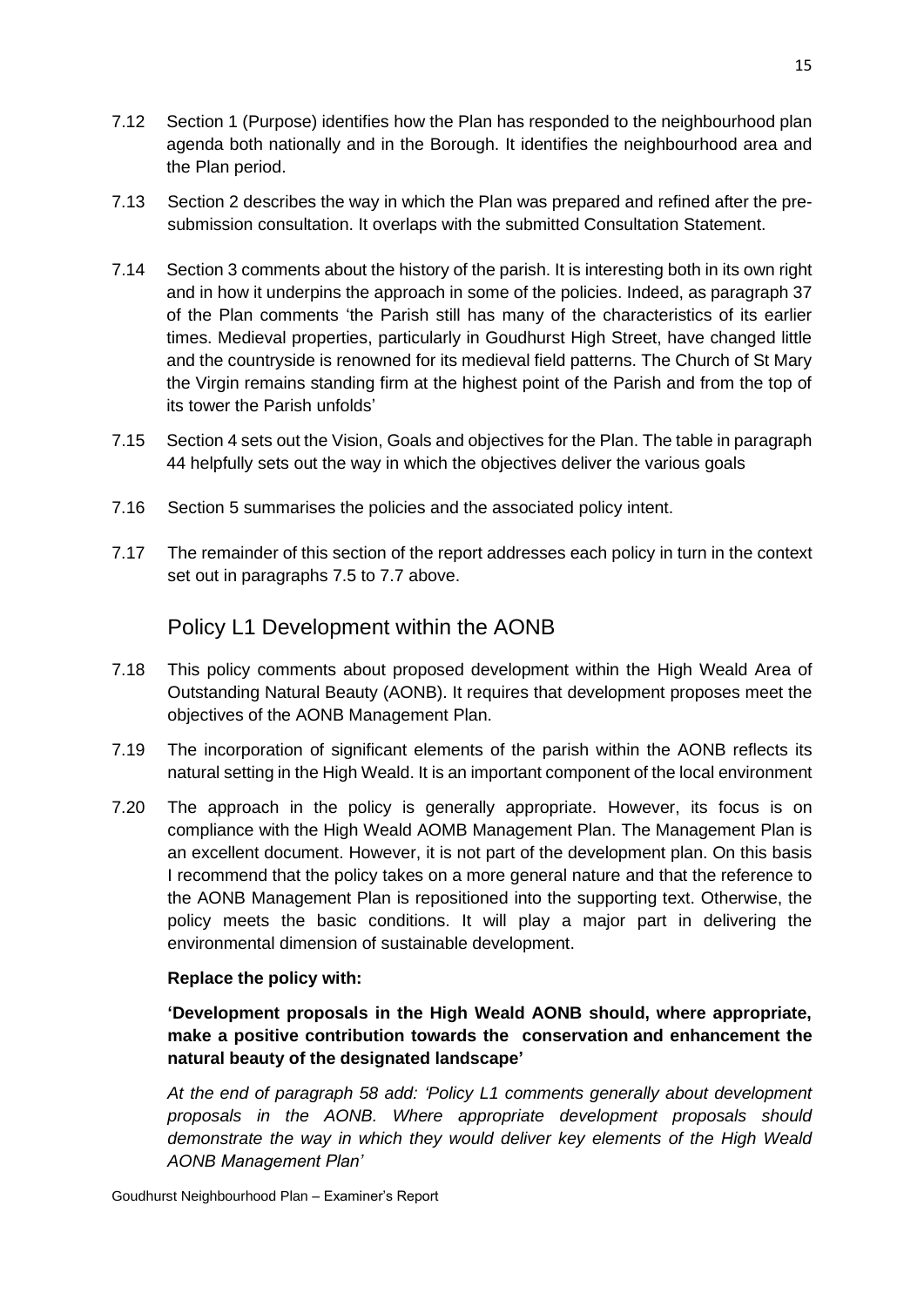7.12 Section 1 (Purpose) identifies how the Plan has responded to the neighbourhood plan agenda both nationally and in the Borough. It identifies the neighbourhood area and the Plan period.

7.13 Section 2 describes the way in which the Plan was prepared and refined after the pre-submission consultation. It overlaps with the submitted Consultation Statement.

7.14 Section 3 comments about the history of the parish. It is interesting both in its own right and in how it underpins the approach in some of the policies. Indeed, as paragraph 37 of the Plan comments 'the Parish still has many of the characteristics of its earlier times. Medieval properties, particularly in Goudhurst High Street, have changed little and the countryside is renowned for its medieval field patterns. The Church of St Mary the Virgin remains standing firm at the highest point of the Parish and from the top of its tower the Parish unfolds'

7.15 Section 4 sets out the Vision, Goals and objectives for the Plan. The table in paragraph 44 helpfully sets out the way in which the objectives deliver the various goals

7.16 Section 5 summarises the policies and the associated policy intent.

7.17 The remainder of this section of the report addresses each policy in turn in the context set out in paragraphs 7.5 to 7.7 above.

## Policy L1 Development within the AONB

7.18 This policy comments about proposed development within the High Weald Area of Outstanding Natural Beauty (AONB). It requires that development proposes meet the objectives of the AONB Management Plan.

7.19 The incorporation of significant elements of the parish within the AONB reflects its natural setting in the High Weald. It is an important component of the local environment

7.20 The approach in the policy is generally appropriate. However, its focus is on compliance with the High Weald AOMB Management Plan. The Management Plan is an excellent document. However, it is not part of the development plan. On this basis I recommend that the policy takes on a more general nature and that the reference to the AONB Management Plan is repositioned into the supporting text. Otherwise, the policy meets the basic conditions. It will play a major part in delivering the environmental dimension of sustainable development.

**Replace the policy with:**

**'Development proposals in the High Weald AONB should, where appropriate, make a positive contribution towards the conservation and enhancement the natural beauty of the designated landscape'**

*At the end of paragraph 58 add: 'Policy L1 comments generally about development proposals in the AONB. Where appropriate development proposals should demonstrate the way in which they would deliver key elements of the High Weald AONB Management Plan'*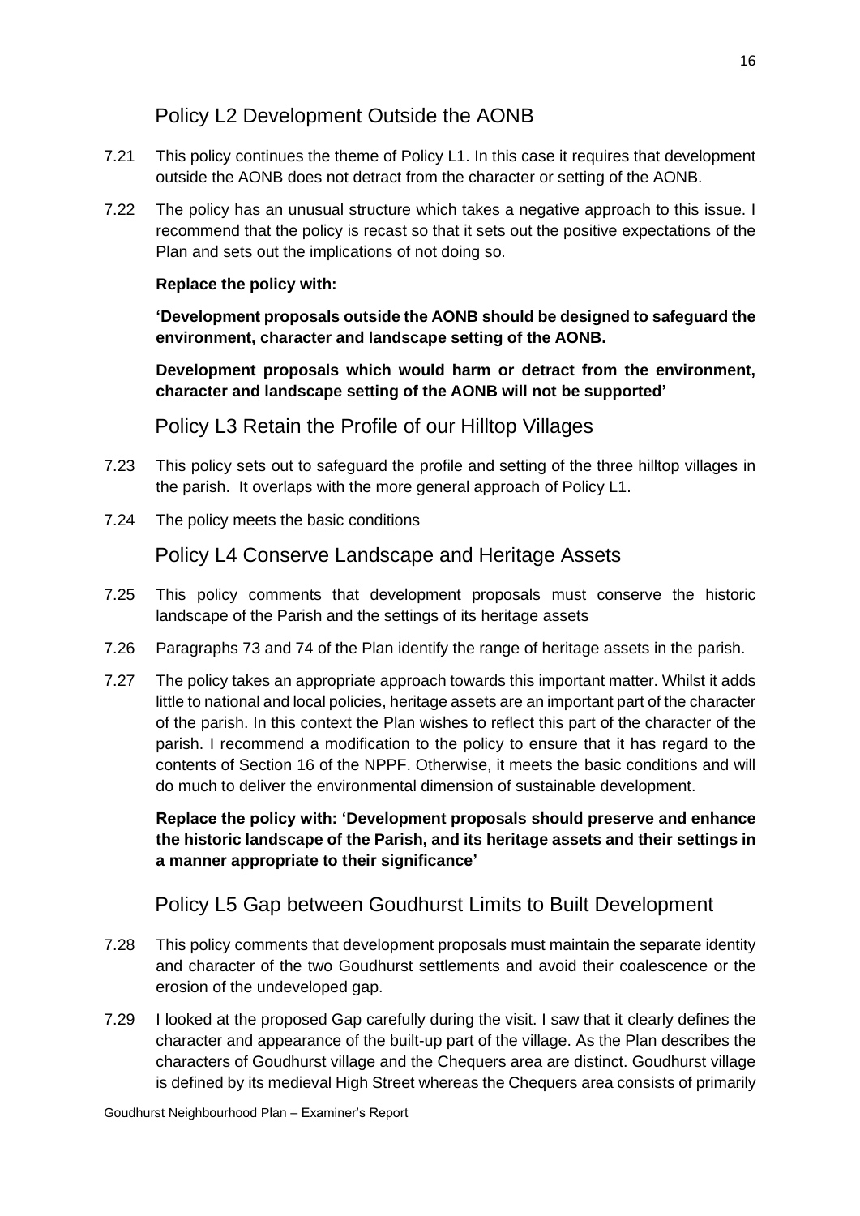## Policy L2 Development Outside the AONB

7.21 This policy continues the theme of Policy L1. In this case it requires that development outside the AONB does not detract from the character or setting of the AONB.

7.22 The policy has an unusual structure which takes a negative approach to this issue. I recommend that the policy is recast so that it sets out the positive expectations of the Plan and sets out the implications of not doing so.

**Replace the policy with:**

**'Development proposals outside the AONB should be designed to safeguard the environment, character and landscape setting of the AONB.**

**Development proposals which would harm or detract from the environment, character and landscape setting of the AONB will not be supported'**

## Policy L3 Retain the Profile of our Hilltop Villages

7.23 This policy sets out to safeguard the profile and setting of the three hilltop villages in the parish. It overlaps with the more general approach of Policy L1.

7.24 The policy meets the basic conditions

## Policy L4 Conserve Landscape and Heritage Assets

7.25 This policy comments that development proposals must conserve the historic landscape of the Parish and the settings of its heritage assets

7.26 Paragraphs 73 and 74 of the Plan identify the range of heritage assets in the parish.

7.27 The policy takes an appropriate approach towards this important matter. Whilst it adds little to national and local policies, heritage assets are an important part of the character of the parish. In this context the Plan wishes to reflect this part of the character of the parish. I recommend a modification to the policy to ensure that it has regard to the contents of Section 16 of the NPPF. Otherwise, it meets the basic conditions and will do much to deliver the environmental dimension of sustainable development.

**Replace the policy with: 'Development proposals should preserve and enhance the historic landscape of the Parish, and its heritage assets and their settings in a manner appropriate to their significance'**

## Policy L5 Gap between Goudhurst Limits to Built Development

7.28 This policy comments that development proposals must maintain the separate identity and character of the two Goudhurst settlements and avoid their coalescence or the erosion of the undeveloped gap.

7.29 I looked at the proposed Gap carefully during the visit. I saw that it clearly defines the character and appearance of the built-up part of the village. As the Plan describes the characters of Goudhurst village and the Chequers area are distinct. Goudhurst village is defined by its medieval High Street whereas the Chequers area consists of primarily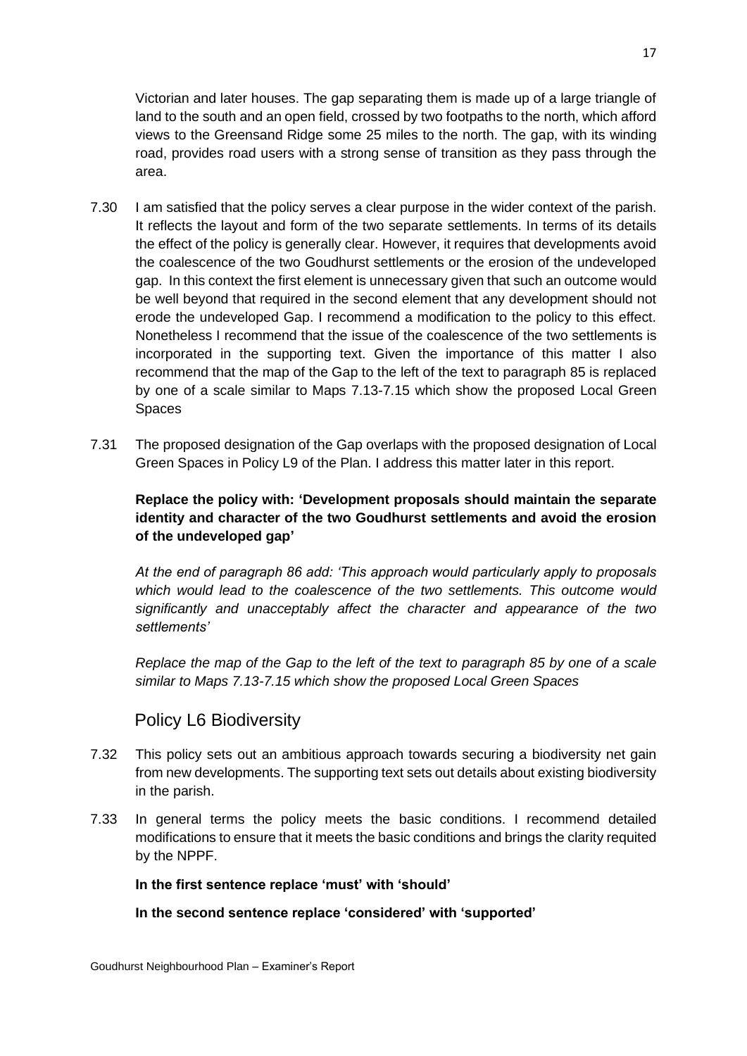Victorian and later houses. The gap separating them is made up of a large triangle of land to the south and an open field, crossed by two footpaths to the north, which afford views to the Greensand Ridge some 25 miles to the north. The gap, with its winding road, provides road users with a strong sense of transition as they pass through the area.

7.30 I am satisfied that the policy serves a clear purpose in the wider context of the parish. It reflects the layout and form of the two separate settlements. In terms of its details the effect of the policy is generally clear. However, it requires that developments avoid the coalescence of the two Goudhurst settlements or the erosion of the undeveloped gap. In this context the first element is unnecessary given that such an outcome would be well beyond that required in the second element that any development should not erode the undeveloped Gap. I recommend a modification to the policy to this effect. Nonetheless I recommend that the issue of the coalescence of the two settlements is incorporated in the supporting text. Given the importance of this matter I also recommend that the map of the Gap to the left of the text to paragraph 85 is replaced by one of a scale similar to Maps 7.13-7.15 which show the proposed Local Green Spaces

7.31 The proposed designation of the Gap overlaps with the proposed designation of Local Green Spaces in Policy L9 of the Plan. I address this matter later in this report.

**Replace the policy with: 'Development proposals should maintain the separate identity and character of the two Goudhurst settlements and avoid the erosion of the undeveloped gap'**

*At the end of paragraph 86 add: 'This approach would particularly apply to proposals which would lead to the coalescence of the two settlements. This outcome would significantly and unacceptably affect the character and appearance of the two settlements'*

*Replace the map of the Gap to the left of the text to paragraph 85 by one of a scale similar to Maps 7.13-7.15 which show the proposed Local Green Spaces*

## Policy L6 Biodiversity

7.32 This policy sets out an ambitious approach towards securing a biodiversity net gain from new developments. The supporting text sets out details about existing biodiversity in the parish.

7.33 In general terms the policy meets the basic conditions. I recommend detailed modifications to ensure that it meets the basic conditions and brings the clarity requited by the NPPF.

**In the first sentence replace 'must' with 'should'**

**In the second sentence replace 'considered' with 'supported'**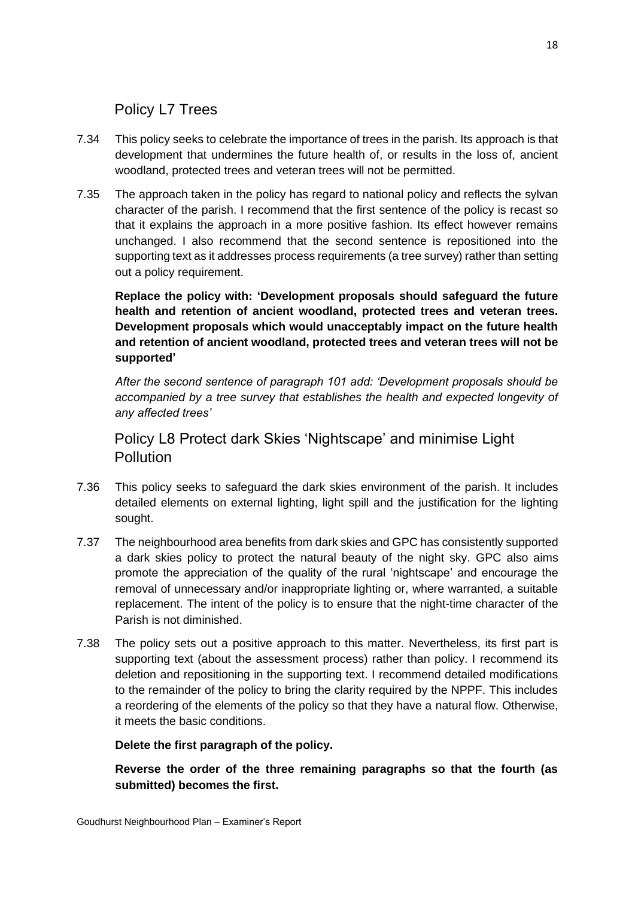## Policy L7 Trees

7.34 This policy seeks to celebrate the importance of trees in the parish. Its approach is that development that undermines the future health of, or results in the loss of, ancient woodland, protected trees and veteran trees will not be permitted.

7.35 The approach taken in the policy has regard to national policy and reflects the sylvan character of the parish. I recommend that the first sentence of the policy is recast so that it explains the approach in a more positive fashion. Its effect however remains unchanged. I also recommend that the second sentence is repositioned into the supporting text as it addresses process requirements (a tree survey) rather than setting out a policy requirement.

**Replace the policy with: 'Development proposals should safeguard the future health and retention of ancient woodland, protected trees and veteran trees. Development proposals which would unacceptably impact on the future health and retention of ancient woodland, protected trees and veteran trees will not be supported'**

*After the second sentence of paragraph 101 add: 'Development proposals should be accompanied by a tree survey that establishes the health and expected longevity of any affected trees'*

## Policy L8 Protect dark Skies 'Nightscape' and minimise Light Pollution

7.36 This policy seeks to safeguard the dark skies environment of the parish. It includes detailed elements on external lighting, light spill and the justification for the lighting sought.

7.37 The neighbourhood area benefits from dark skies and GPC has consistently supported a dark skies policy to protect the natural beauty of the night sky. GPC also aims promote the appreciation of the quality of the rural 'nightscape' and encourage the removal of unnecessary and/or inappropriate lighting or, where warranted, a suitable replacement. The intent of the policy is to ensure that the night-time character of the Parish is not diminished.

7.38 The policy sets out a positive approach to this matter. Nevertheless, its first part is supporting text (about the assessment process) rather than policy. I recommend its deletion and repositioning in the supporting text. I recommend detailed modifications to the remainder of the policy to bring the clarity required by the NPPF. This includes a reordering of the elements of the policy so that they have a natural flow. Otherwise, it meets the basic conditions.

**Delete the first paragraph of the policy.**

**Reverse the order of the three remaining paragraphs so that the fourth (as submitted) becomes the first.**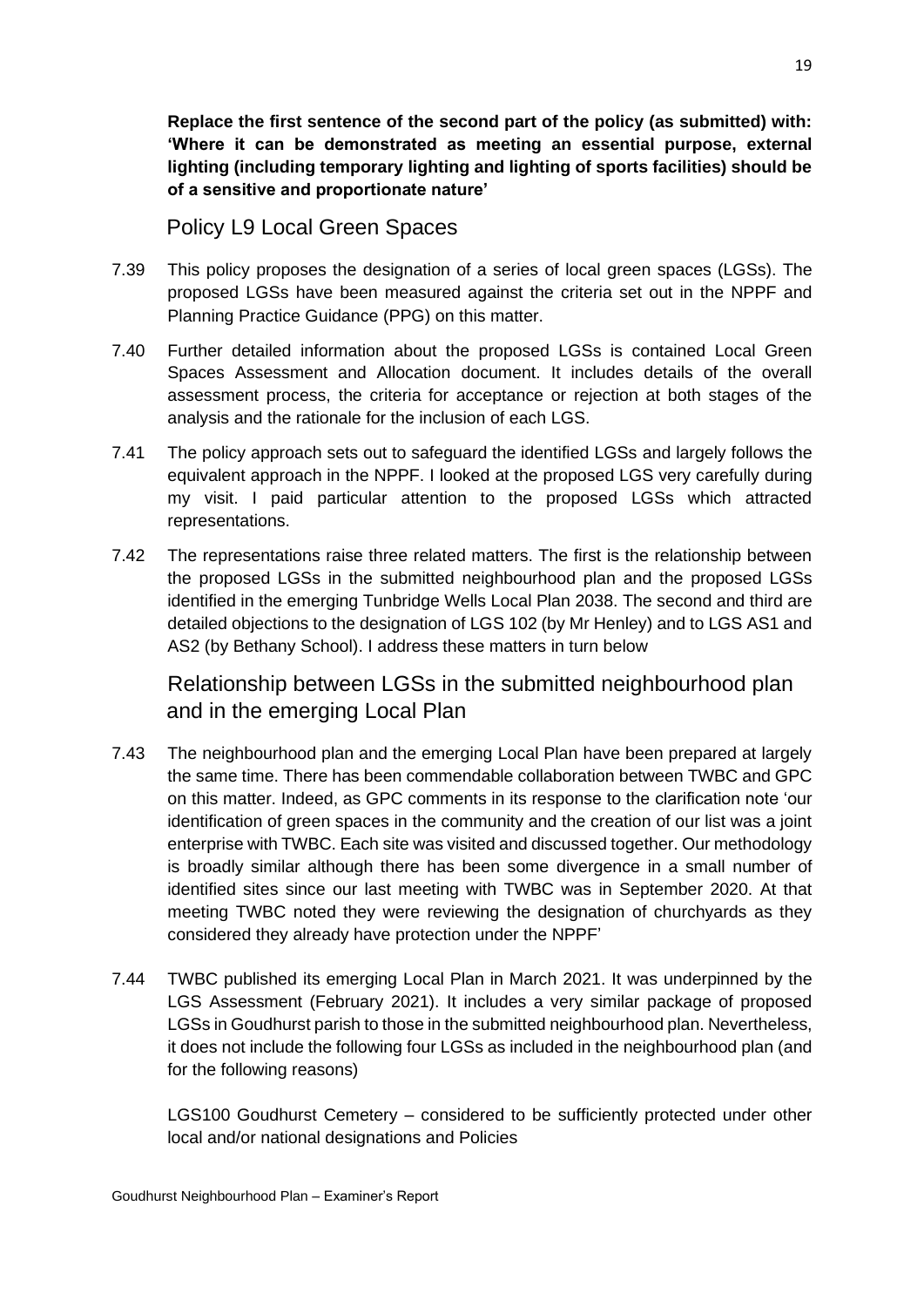**Replace the first sentence of the second part of the policy (as submitted) with: 'Where it can be demonstrated as meeting an essential purpose, external lighting (including temporary lighting and lighting of sports facilities) should be of a sensitive and proportionate nature'**

## Policy L9 Local Green Spaces

7.39 This policy proposes the designation of a series of local green spaces (LGSs). The proposed LGSs have been measured against the criteria set out in the NPPF and Planning Practice Guidance (PPG) on this matter.

7.40 Further detailed information about the proposed LGSs is contained Local Green Spaces Assessment and Allocation document. It includes details of the overall assessment process, the criteria for acceptance or rejection at both stages of the analysis and the rationale for the inclusion of each LGS.

7.41 The policy approach sets out to safeguard the identified LGSs and largely follows the equivalent approach in the NPPF. I looked at the proposed LGS very carefully during my visit. I paid particular attention to the proposed LGSs which attracted representations.

7.42 The representations raise three related matters. The first is the relationship between the proposed LGSs in the submitted neighbourhood plan and the proposed LGSs identified in the emerging Tunbridge Wells Local Plan 2038. The second and third are detailed objections to the designation of LGS 102 (by Mr Henley) and to LGS AS1 and AS2 (by Bethany School). I address these matters in turn below

## Relationship between LGSs in the submitted neighbourhood plan and in the emerging Local Plan

7.43 The neighbourhood plan and the emerging Local Plan have been prepared at largely the same time. There has been commendable collaboration between TWBC and GPC on this matter. Indeed, as GPC comments in its response to the clarification note 'our identification of green spaces in the community and the creation of our list was a joint enterprise with TWBC. Each site was visited and discussed together. Our methodology is broadly similar although there has been some divergence in a small number of identified sites since our last meeting with TWBC was in September 2020. At that meeting TWBC noted they were reviewing the designation of churchyards as they considered they already have protection under the NPPF'

7.44 TWBC published its emerging Local Plan in March 2021. It was underpinned by the LGS Assessment (February 2021). It includes a very similar package of proposed LGSs in Goudhurst parish to those in the submitted neighbourhood plan. Nevertheless, it does not include the following four LGSs as included in the neighbourhood plan (and for the following reasons)

LGS100 Goudhurst Cemetery – considered to be sufficiently protected under other local and/or national designations and Policies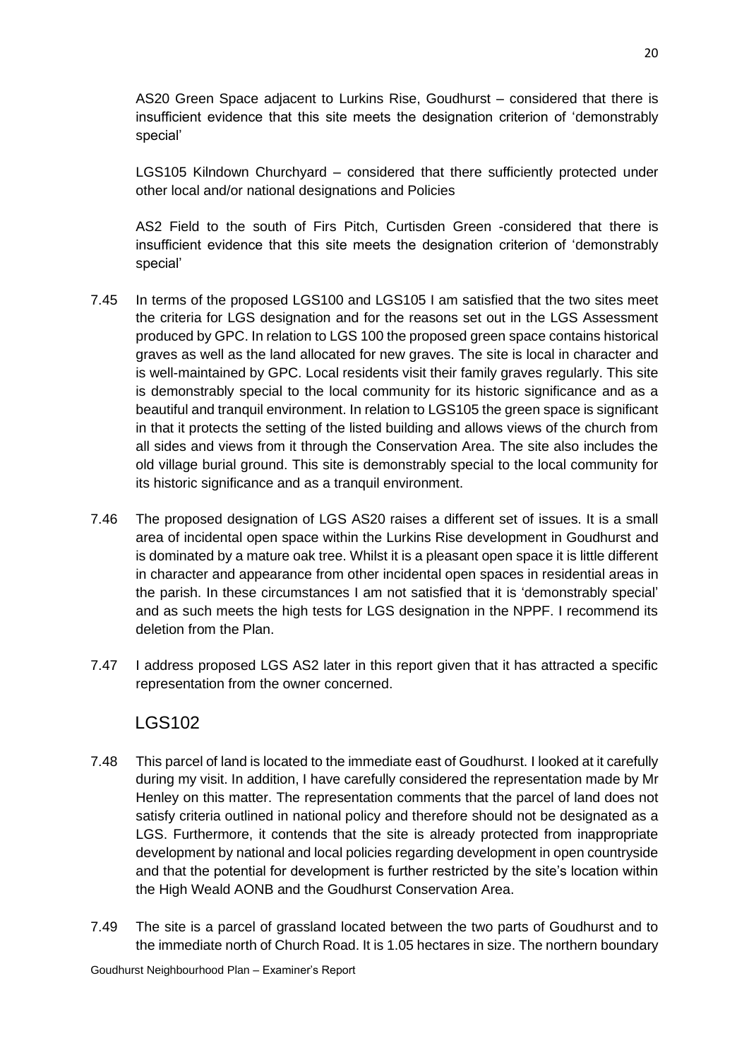AS20 Green Space adjacent to Lurkins Rise, Goudhurst – considered that there is insufficient evidence that this site meets the designation criterion of 'demonstrably special'

LGS105 Kilndown Churchyard – considered that there sufficiently protected under other local and/or national designations and Policies

AS2 Field to the south of Firs Pitch, Curtisden Green -considered that there is insufficient evidence that this site meets the designation criterion of 'demonstrably special'

7.45 In terms of the proposed LGS100 and LGS105 I am satisfied that the two sites meet the criteria for LGS designation and for the reasons set out in the LGS Assessment produced by GPC. In relation to LGS 100 the proposed green space contains historical graves as well as the land allocated for new graves. The site is local in character and is well-maintained by GPC. Local residents visit their family graves regularly. This site is demonstrably special to the local community for its historic significance and as a beautiful and tranquil environment. In relation to LGS105 the green space is significant in that it protects the setting of the listed building and allows views of the church from all sides and views from it through the Conservation Area. The site also includes the old village burial ground. This site is demonstrably special to the local community for its historic significance and as a tranquil environment.

7.46 The proposed designation of LGS AS20 raises a different set of issues. It is a small area of incidental open space within the Lurkins Rise development in Goudhurst and is dominated by a mature oak tree. Whilst it is a pleasant open space it is little different in character and appearance from other incidental open spaces in residential areas in the parish. In these circumstances I am not satisfied that it is 'demonstrably special' and as such meets the high tests for LGS designation in the NPPF. I recommend its deletion from the Plan.

7.47 I address proposed LGS AS2 later in this report given that it has attracted a specific representation from the owner concerned.

## LGS102

7.48 This parcel of land is located to the immediate east of Goudhurst. I looked at it carefully during my visit. In addition, I have carefully considered the representation made by Mr Henley on this matter. The representation comments that the parcel of land does not satisfy criteria outlined in national policy and therefore should not be designated as a LGS. Furthermore, it contends that the site is already protected from inappropriate development by national and local policies regarding development in open countryside and that the potential for development is further restricted by the site's location within the High Weald AONB and the Goudhurst Conservation Area.

7.49 The site is a parcel of grassland located between the two parts of Goudhurst and to the immediate north of Church Road. It is 1.05 hectares in size. The northern boundary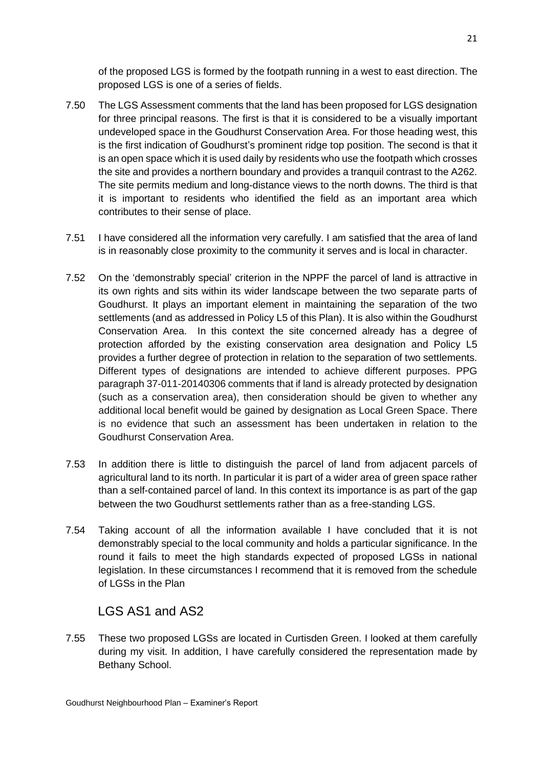of the proposed LGS is formed by the footpath running in a west to east direction. The proposed LGS is one of a series of fields.

7.50 The LGS Assessment comments that the land has been proposed for LGS designation for three principal reasons. The first is that it is considered to be a visually important undeveloped space in the Goudhurst Conservation Area. For those heading west, this is the first indication of Goudhurst's prominent ridge top position. The second is that it is an open space which it is used daily by residents who use the footpath which crosses the site and provides a northern boundary and provides a tranquil contrast to the A262. The site permits medium and long-distance views to the north downs. The third is that it is important to residents who identified the field as an important area which contributes to their sense of place.

7.51 I have considered all the information very carefully. I am satisfied that the area of land is in reasonably close proximity to the community it serves and is local in character.

7.52 On the 'demonstrably special' criterion in the NPPF the parcel of land is attractive in its own rights and sits within its wider landscape between the two separate parts of Goudhurst. It plays an important element in maintaining the separation of the two settlements (and as addressed in Policy L5 of this Plan). It is also within the Goudhurst Conservation Area. In this context the site concerned already has a degree of protection afforded by the existing conservation area designation and Policy L5 provides a further degree of protection in relation to the separation of two settlements. Different types of designations are intended to achieve different purposes. PPG paragraph 37-011-20140306 comments that if land is already protected by designation (such as a conservation area), then consideration should be given to whether any additional local benefit would be gained by designation as Local Green Space. There is no evidence that such an assessment has been undertaken in relation to the Goudhurst Conservation Area.

7.53 In addition there is little to distinguish the parcel of land from adjacent parcels of agricultural land to its north. In particular it is part of a wider area of green space rather than a self-contained parcel of land. In this context its importance is as part of the gap between the two Goudhurst settlements rather than as a free-standing LGS.

7.54 Taking account of all the information available I have concluded that it is not demonstrably special to the local community and holds a particular significance. In the round it fails to meet the high standards expected of proposed LGSs in national legislation. In these circumstances I recommend that it is removed from the schedule of LGSs in the Plan

## LGS AS1 and AS2

7.55 These two proposed LGSs are located in Curtisden Green. I looked at them carefully during my visit. In addition, I have carefully considered the representation made by Bethany School.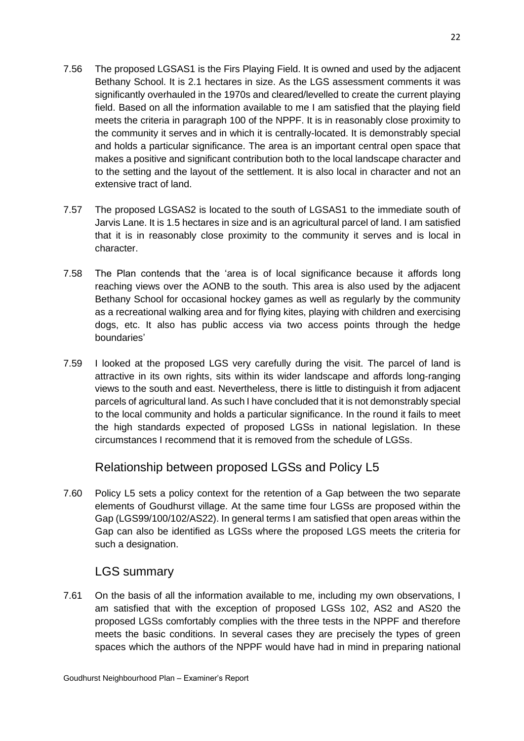7.56 The proposed LGSAS1 is the Firs Playing Field. It is owned and used by the adjacent Bethany School. It is 2.1 hectares in size. As the LGS assessment comments it was significantly overhauled in the 1970s and cleared/levelled to create the current playing field. Based on all the information available to me I am satisfied that the playing field meets the criteria in paragraph 100 of the NPPF. It is in reasonably close proximity to the community it serves and in which it is centrally-located. It is demonstrably special and holds a particular significance. The area is an important central open space that makes a positive and significant contribution both to the local landscape character and to the setting and the layout of the settlement. It is also local in character and not an extensive tract of land.

7.57 The proposed LGSAS2 is located to the south of LGSAS1 to the immediate south of Jarvis Lane. It is 1.5 hectares in size and is an agricultural parcel of land. I am satisfied that it is in reasonably close proximity to the community it serves and is local in character.

7.58 The Plan contends that the 'area is of local significance because it affords long reaching views over the AONB to the south. This area is also used by the adjacent Bethany School for occasional hockey games as well as regularly by the community as a recreational walking area and for flying kites, playing with children and exercising dogs, etc. It also has public access via two access points through the hedge boundaries'

7.59 I looked at the proposed LGS very carefully during the visit. The parcel of land is attractive in its own rights, sits within its wider landscape and affords long-ranging views to the south and east. Nevertheless, there is little to distinguish it from adjacent parcels of agricultural land. As such I have concluded that it is not demonstrably special to the local community and holds a particular significance. In the round it fails to meet the high standards expected of proposed LGSs in national legislation. In these circumstances I recommend that it is removed from the schedule of LGSs.

## Relationship between proposed LGSs and Policy L5

7.60 Policy L5 sets a policy context for the retention of a Gap between the two separate elements of Goudhurst village. At the same time four LGSs are proposed within the Gap (LGS99/100/102/AS22). In general terms I am satisfied that open areas within the Gap can also be identified as LGSs where the proposed LGS meets the criteria for such a designation.

## LGS summary

7.61 On the basis of all the information available to me, including my own observations, I am satisfied that with the exception of proposed LGSs 102, AS2 and AS20 the proposed LGSs comfortably complies with the three tests in the NPPF and therefore meets the basic conditions. In several cases they are precisely the types of green spaces which the authors of the NPPF would have had in mind in preparing national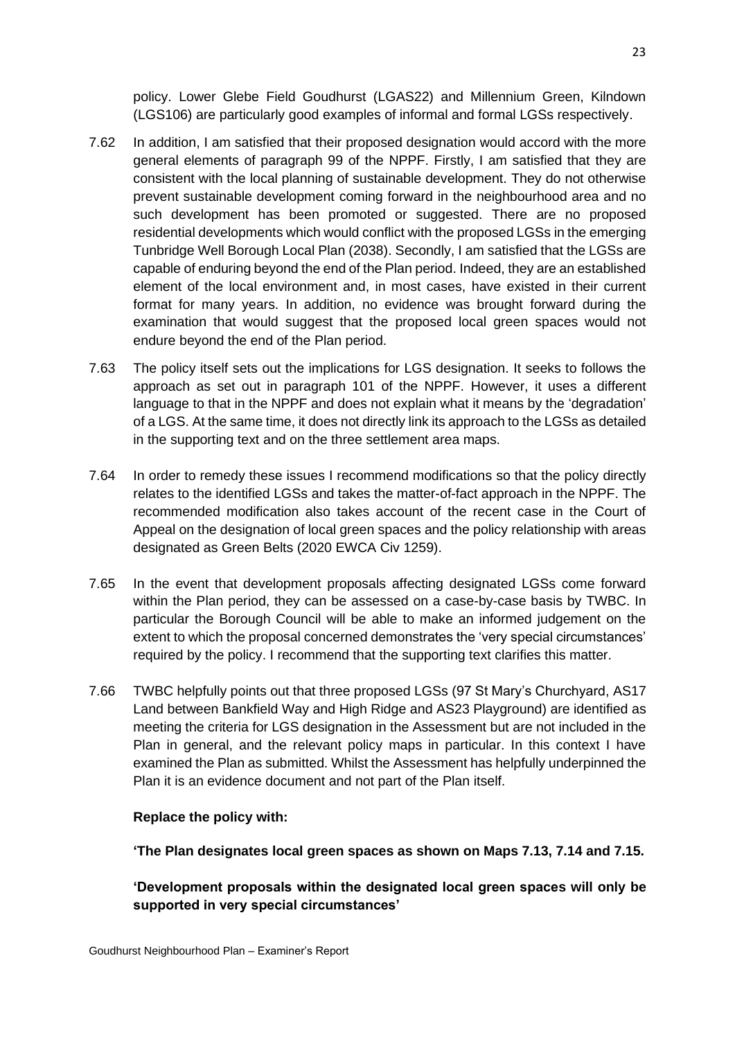policy. Lower Glebe Field Goudhurst (LGAS22) and Millennium Green, Kilndown (LGS106) are particularly good examples of informal and formal LGSs respectively.

7.62 In addition, I am satisfied that their proposed designation would accord with the more general elements of paragraph 99 of the NPPF. Firstly, I am satisfied that they are consistent with the local planning of sustainable development. They do not otherwise prevent sustainable development coming forward in the neighbourhood area and no such development has been promoted or suggested. There are no proposed residential developments which would conflict with the proposed LGSs in the emerging Tunbridge Well Borough Local Plan (2038). Secondly, I am satisfied that the LGSs are capable of enduring beyond the end of the Plan period. Indeed, they are an established element of the local environment and, in most cases, have existed in their current format for many years. In addition, no evidence was brought forward during the examination that would suggest that the proposed local green spaces would not endure beyond the end of the Plan period.

7.63 The policy itself sets out the implications for LGS designation. It seeks to follows the approach as set out in paragraph 101 of the NPPF. However, it uses a different language to that in the NPPF and does not explain what it means by the 'degradation' of a LGS. At the same time, it does not directly link its approach to the LGSs as detailed in the supporting text and on the three settlement area maps.

7.64 In order to remedy these issues I recommend modifications so that the policy directly relates to the identified LGSs and takes the matter-of-fact approach in the NPPF. The recommended modification also takes account of the recent case in the Court of Appeal on the designation of local green spaces and the policy relationship with areas designated as Green Belts (2020 EWCA Civ 1259).

7.65 In the event that development proposals affecting designated LGSs come forward within the Plan period, they can be assessed on a case-by-case basis by TWBC. In particular the Borough Council will be able to make an informed judgement on the extent to which the proposal concerned demonstrates the 'very special circumstances' required by the policy. I recommend that the supporting text clarifies this matter.

7.66 TWBC helpfully points out that three proposed LGSs (97 St Mary's Churchyard, AS17 Land between Bankfield Way and High Ridge and AS23 Playground) are identified as meeting the criteria for LGS designation in the Assessment but are not included in the Plan in general, and the relevant policy maps in particular. In this context I have examined the Plan as submitted. Whilst the Assessment has helpfully underpinned the Plan it is an evidence document and not part of the Plan itself.

**Replace the policy with:**

**'The Plan designates local green spaces as shown on Maps 7.13, 7.14 and 7.15.**

**'Development proposals within the designated local green spaces will only be supported in very special circumstances'**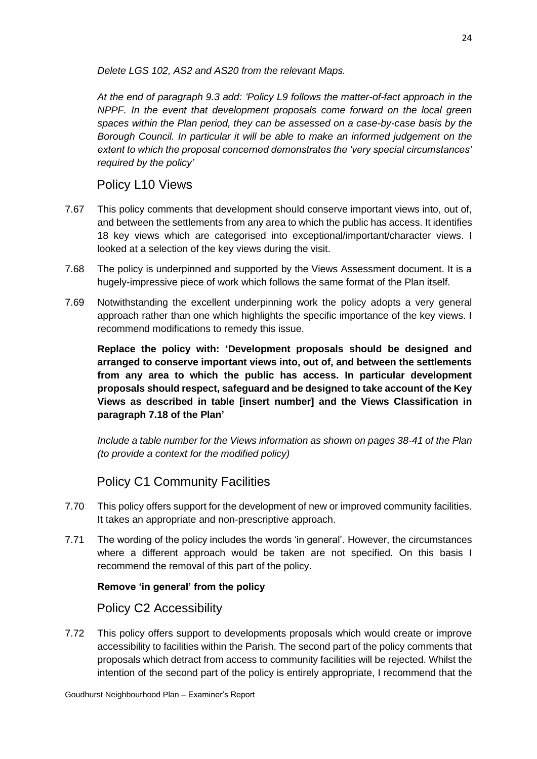*Delete LGS 102, AS2 and AS20 from the relevant Maps.*

*At the end of paragraph 9.3 add: 'Policy L9 follows the matter-of-fact approach in the NPPF. In the event that development proposals come forward on the local green spaces within the Plan period, they can be assessed on a case-by-case basis by the Borough Council. In particular it will be able to make an informed judgement on the extent to which the proposal concerned demonstrates the 'very special circumstances' required by the policy'*

## Policy L10 Views

7.67 This policy comments that development should conserve important views into, out of, and between the settlements from any area to which the public has access. It identifies 18 key views which are categorised into exceptional/important/character views. I looked at a selection of the key views during the visit.

7.68 The policy is underpinned and supported by the Views Assessment document. It is a hugely-impressive piece of work which follows the same format of the Plan itself.

7.69 Notwithstanding the excellent underpinning work the policy adopts a very general approach rather than one which highlights the specific importance of the key views. I recommend modifications to remedy this issue.

**Replace the policy with: 'Development proposals should be designed and arranged to conserve important views into, out of, and between the settlements from any area to which the public has access. In particular development proposals should respect, safeguard and be designed to take account of the Key Views as described in table [insert number] and the Views Classification in paragraph 7.18 of the Plan'**

*Include a table number for the Views information as shown on pages 38-41 of the Plan (to provide a context for the modified policy)*

## Policy C1 Community Facilities

7.70 This policy offers support for the development of new or improved community facilities. It takes an appropriate and non-prescriptive approach.

7.71 The wording of the policy includes the words 'in general'. However, the circumstances where a different approach would be taken are not specified. On this basis I recommend the removal of this part of the policy.

**Remove 'in general' from the policy**

## Policy C2 Accessibility

7.72 This policy offers support to developments proposals which would create or improve accessibility to facilities within the Parish. The second part of the policy comments that proposals which detract from access to community facilities will be rejected. Whilst the intention of the second part of the policy is entirely appropriate, I recommend that the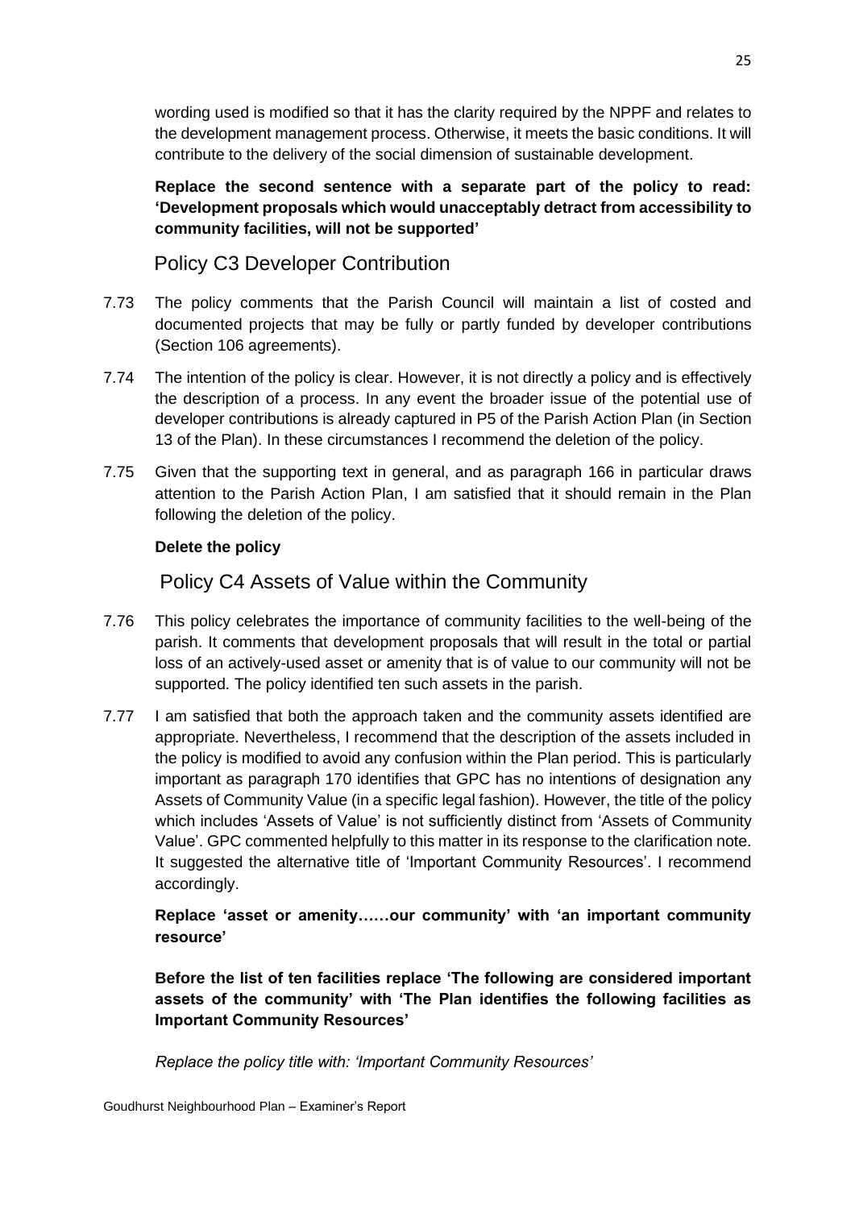wording used is modified so that it has the clarity required by the NPPF and relates to the development management process. Otherwise, it meets the basic conditions. It will contribute to the delivery of the social dimension of sustainable development.

**Replace the second sentence with a separate part of the policy to read: 'Development proposals which would unacceptably detract from accessibility to community facilities, will not be supported'**

## Policy C3 Developer Contribution

7.73 The policy comments that the Parish Council will maintain a list of costed and documented projects that may be fully or partly funded by developer contributions (Section 106 agreements).

7.74 The intention of the policy is clear. However, it is not directly a policy and is effectively the description of a process. In any event the broader issue of the potential use of developer contributions is already captured in P5 of the Parish Action Plan (in Section 13 of the Plan). In these circumstances I recommend the deletion of the policy.

7.75 Given that the supporting text in general, and as paragraph 166 in particular draws attention to the Parish Action Plan, I am satisfied that it should remain in the Plan following the deletion of the policy.

**Delete the policy**

## Policy C4 Assets of Value within the Community

7.76 This policy celebrates the importance of community facilities to the well-being of the parish. It comments that development proposals that will result in the total or partial loss of an actively-used asset or amenity that is of value to our community will not be supported. The policy identified ten such assets in the parish.

7.77 I am satisfied that both the approach taken and the community assets identified are appropriate. Nevertheless, I recommend that the description of the assets included in the policy is modified to avoid any confusion within the Plan period. This is particularly important as paragraph 170 identifies that GPC has no intentions of designation any Assets of Community Value (in a specific legal fashion). However, the title of the policy which includes 'Assets of Value' is not sufficiently distinct from 'Assets of Community Value'. GPC commented helpfully to this matter in its response to the clarification note. It suggested the alternative title of 'Important Community Resources'. I recommend accordingly.

**Replace 'asset or amenity……our community' with 'an important community resource'**

**Before the list of ten facilities replace 'The following are considered important assets of the community' with 'The Plan identifies the following facilities as Important Community Resources'**

*Replace the policy title with: 'Important Community Resources'*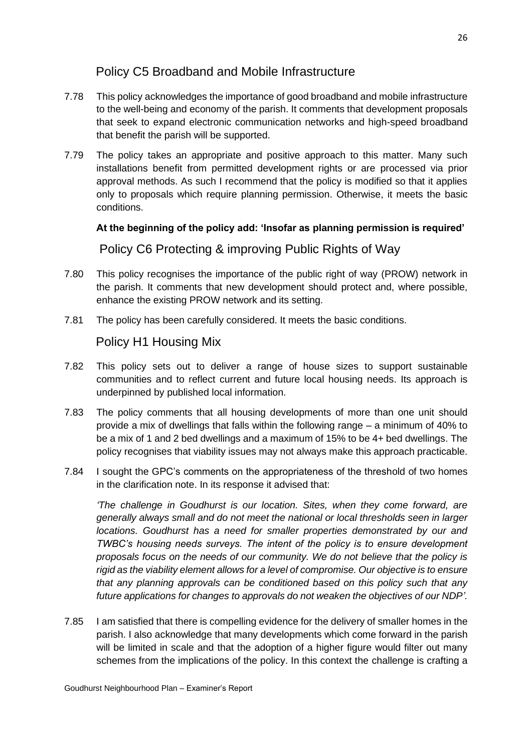## Policy C5 Broadband and Mobile Infrastructure

7.78 This policy acknowledges the importance of good broadband and mobile infrastructure to the well-being and economy of the parish. It comments that development proposals that seek to expand electronic communication networks and high-speed broadband that benefit the parish will be supported.

7.79 The policy takes an appropriate and positive approach to this matter. Many such installations benefit from permitted development rights or are processed via prior approval methods. As such I recommend that the policy is modified so that it applies only to proposals which require planning permission. Otherwise, it meets the basic conditions.

**At the beginning of the policy add: 'Insofar as planning permission is required'**

## Policy C6 Protecting & improving Public Rights of Way

7.80 This policy recognises the importance of the public right of way (PROW) network in the parish. It comments that new development should protect and, where possible, enhance the existing PROW network and its setting.

7.81 The policy has been carefully considered. It meets the basic conditions.

## Policy H1 Housing Mix

7.82 This policy sets out to deliver a range of house sizes to support sustainable communities and to reflect current and future local housing needs. Its approach is underpinned by published local information.

7.83 The policy comments that all housing developments of more than one unit should provide a mix of dwellings that falls within the following range – a minimum of 40% to be a mix of 1 and 2 bed dwellings and a maximum of 15% to be 4+ bed dwellings. The policy recognises that viability issues may not always make this approach practicable.

7.84 I sought the GPC's comments on the appropriateness of the threshold of two homes in the clarification note. In its response it advised that:

*'The challenge in Goudhurst is our location. Sites, when they come forward, are generally always small and do not meet the national or local thresholds seen in larger locations. Goudhurst has a need for smaller properties demonstrated by our and TWBC's housing needs surveys. The intent of the policy is to ensure development proposals focus on the needs of our community. We do not believe that the policy is rigid as the viability element allows for a level of compromise. Our objective is to ensure that any planning approvals can be conditioned based on this policy such that any future applications for changes to approvals do not weaken the objectives of our NDP'.*

7.85 I am satisfied that there is compelling evidence for the delivery of smaller homes in the parish. I also acknowledge that many developments which come forward in the parish will be limited in scale and that the adoption of a higher figure would filter out many schemes from the implications of the policy. In this context the challenge is crafting a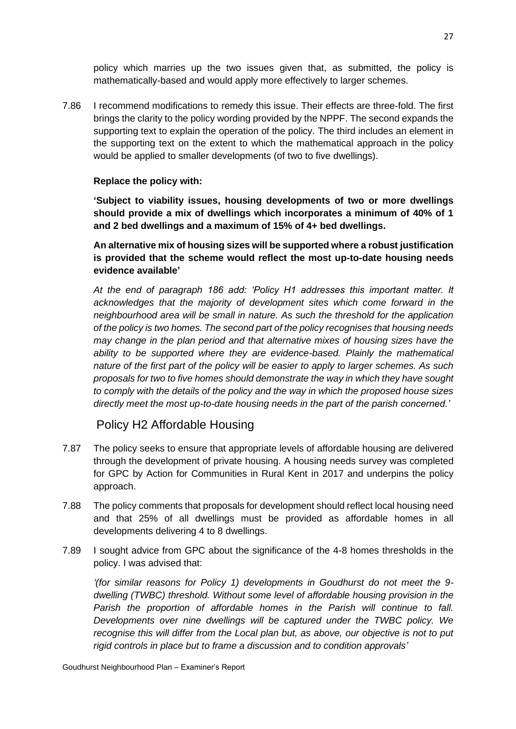policy which marries up the two issues given that, as submitted, the policy is mathematically-based and would apply more effectively to larger schemes.

7.86 I recommend modifications to remedy this issue. Their effects are three-fold. The first brings the clarity to the policy wording provided by the NPPF. The second expands the supporting text to explain the operation of the policy. The third includes an element in the supporting text on the extent to which the mathematical approach in the policy would be applied to smaller developments (of two to five dwellings).

**Replace the policy with:**

**'Subject to viability issues, housing developments of two or more dwellings should provide a mix of dwellings which incorporates a minimum of 40% of 1 and 2 bed dwellings and a maximum of 15% of 4+ bed dwellings.**

**An alternative mix of housing sizes will be supported where a robust justification is provided that the scheme would reflect the most up-to-date housing needs evidence available'**

*At the end of paragraph 186 add: 'Policy H1 addresses this important matter. It acknowledges that the majority of development sites which come forward in the neighbourhood area will be small in nature. As such the threshold for the application of the policy is two homes. The second part of the policy recognises that housing needs may change in the plan period and that alternative mixes of housing sizes have the ability to be supported where they are evidence-based. Plainly the mathematical nature of the first part of the policy will be easier to apply to larger schemes. As such proposals for two to five homes should demonstrate the way in which they have sought to comply with the details of the policy and the way in which the proposed house sizes directly meet the most up-to-date housing needs in the part of the parish concerned.'*

## Policy H2 Affordable Housing

7.87 The policy seeks to ensure that appropriate levels of affordable housing are delivered through the development of private housing. A housing needs survey was completed for GPC by Action for Communities in Rural Kent in 2017 and underpins the policy approach.

7.88 The policy comments that proposals for development should reflect local housing need and that 25% of all dwellings must be provided as affordable homes in all developments delivering 4 to 8 dwellings.

7.89 I sought advice from GPC about the significance of the 4-8 homes thresholds in the policy. I was advised that:

*'(for similar reasons for Policy 1) developments in Goudhurst do not meet the 9-dwelling (TWBC) threshold. Without some level of affordable housing provision in the Parish the proportion of affordable homes in the Parish will continue to fall. Developments over nine dwellings will be captured under the TWBC policy. We recognise this will differ from the Local plan but, as above, our objective is not to put rigid controls in place but to frame a discussion and to condition approvals'*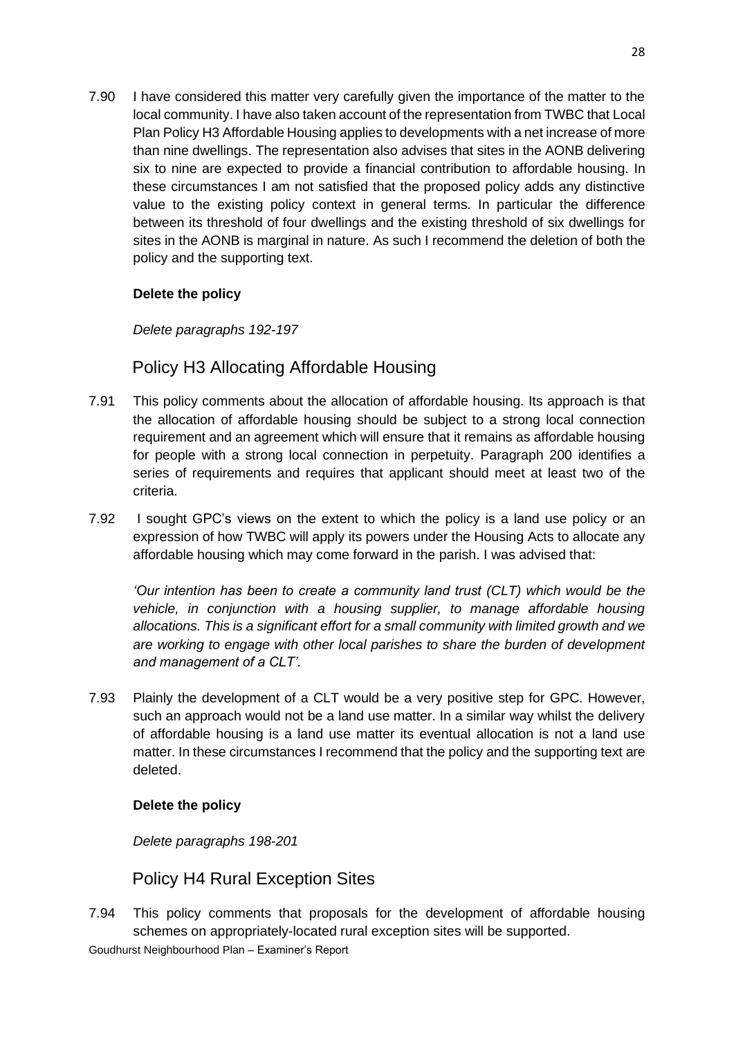7.90 I have considered this matter very carefully given the importance of the matter to the local community. I have also taken account of the representation from TWBC that Local Plan Policy H3 Affordable Housing applies to developments with a net increase of more than nine dwellings. The representation also advises that sites in the AONB delivering six to nine are expected to provide a financial contribution to affordable housing. In these circumstances I am not satisfied that the proposed policy adds any distinctive value to the existing policy context in general terms. In particular the difference between its threshold of four dwellings and the existing threshold of six dwellings for sites in the AONB is marginal in nature. As such I recommend the deletion of both the policy and the supporting text.

**Delete the policy**

*Delete paragraphs 192-197*

## Policy H3 Allocating Affordable Housing

7.91 This policy comments about the allocation of affordable housing. Its approach is that the allocation of affordable housing should be subject to a strong local connection requirement and an agreement which will ensure that it remains as affordable housing for people with a strong local connection in perpetuity. Paragraph 200 identifies a series of requirements and requires that applicant should meet at least two of the criteria.

7.92 I sought GPC's views on the extent to which the policy is a land use policy or an expression of how TWBC will apply its powers under the Housing Acts to allocate any affordable housing which may come forward in the parish. I was advised that:

*'Our intention has been to create a community land trust (CLT) which would be the vehicle, in conjunction with a housing supplier, to manage affordable housing allocations. This is a significant effort for a small community with limited growth and we are working to engage with other local parishes to share the burden of development and management of a CLT'.*

7.93 Plainly the development of a CLT would be a very positive step for GPC. However, such an approach would not be a land use matter. In a similar way whilst the delivery of affordable housing is a land use matter its eventual allocation is not a land use matter. In these circumstances I recommend that the policy and the supporting text are deleted.

**Delete the policy**

*Delete paragraphs 198-201*

## Policy H4 Rural Exception Sites

7.94 This policy comments that proposals for the development of affordable housing schemes on appropriately-located rural exception sites will be supported.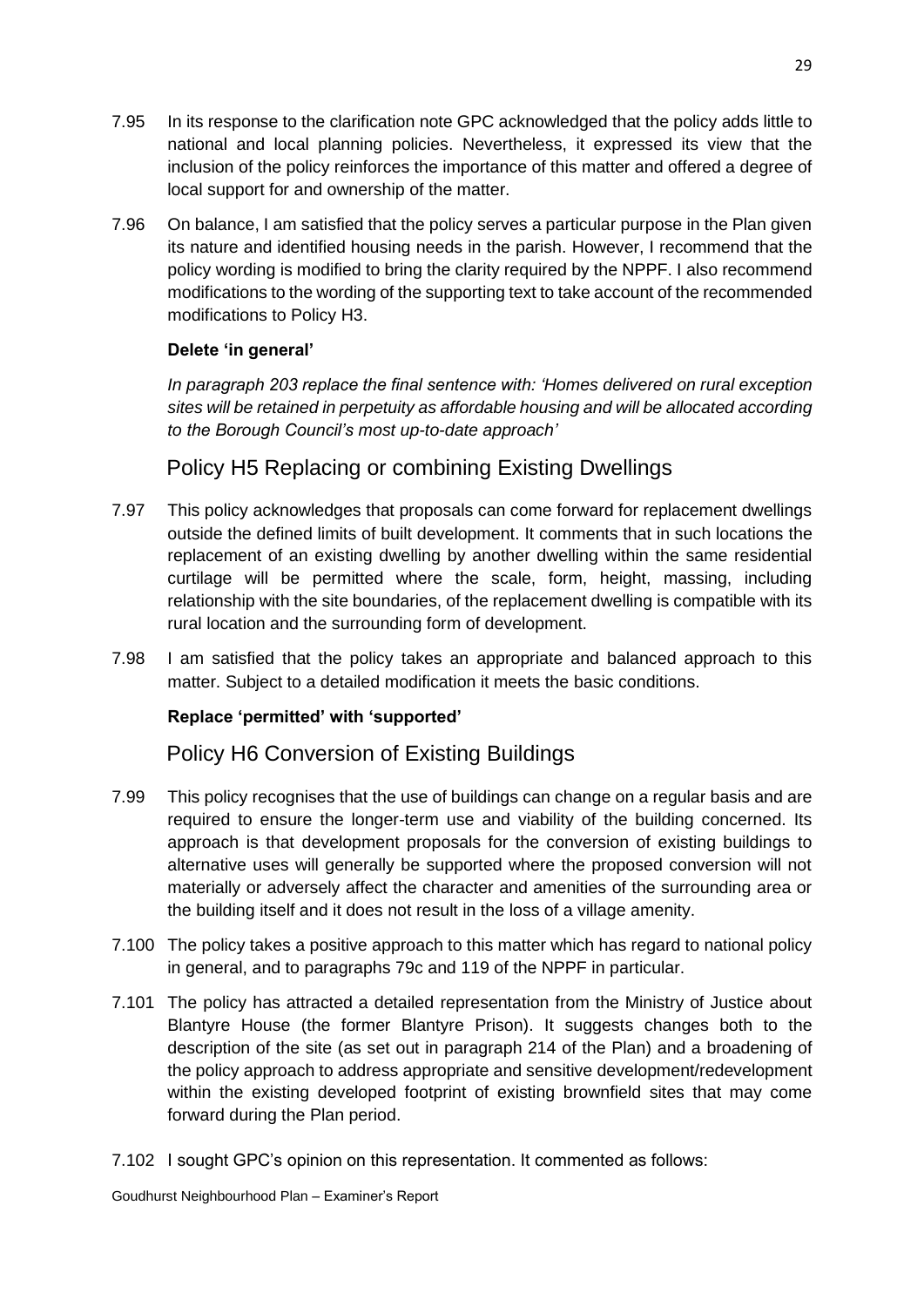7.95 In its response to the clarification note GPC acknowledged that the policy adds little to national and local planning policies. Nevertheless, it expressed its view that the inclusion of the policy reinforces the importance of this matter and offered a degree of local support for and ownership of the matter.

7.96 On balance, I am satisfied that the policy serves a particular purpose in the Plan given its nature and identified housing needs in the parish. However, I recommend that the policy wording is modified to bring the clarity required by the NPPF. I also recommend modifications to the wording of the supporting text to take account of the recommended modifications to Policy H3.

**Delete 'in general'**

*In paragraph 203 replace the final sentence with: 'Homes delivered on rural exception sites will be retained in perpetuity as affordable housing and will be allocated according to the Borough Council's most up-to-date approach'*

## Policy H5 Replacing or combining Existing Dwellings

7.97 This policy acknowledges that proposals can come forward for replacement dwellings outside the defined limits of built development. It comments that in such locations the replacement of an existing dwelling by another dwelling within the same residential curtilage will be permitted where the scale, form, height, massing, including relationship with the site boundaries, of the replacement dwelling is compatible with its rural location and the surrounding form of development.

7.98 I am satisfied that the policy takes an appropriate and balanced approach to this matter. Subject to a detailed modification it meets the basic conditions.

**Replace 'permitted' with 'supported'**

## Policy H6 Conversion of Existing Buildings

7.99 This policy recognises that the use of buildings can change on a regular basis and are required to ensure the longer-term use and viability of the building concerned. Its approach is that development proposals for the conversion of existing buildings to alternative uses will generally be supported where the proposed conversion will not materially or adversely affect the character and amenities of the surrounding area or the building itself and it does not result in the loss of a village amenity.

7.100 The policy takes a positive approach to this matter which has regard to national policy in general, and to paragraphs 79c and 119 of the NPPF in particular.

7.101 The policy has attracted a detailed representation from the Ministry of Justice about Blantyre House (the former Blantyre Prison). It suggests changes both to the description of the site (as set out in paragraph 214 of the Plan) and a broadening of the policy approach to address appropriate and sensitive development/redevelopment within the existing developed footprint of existing brownfield sites that may come forward during the Plan period.

7.102 I sought GPC's opinion on this representation. It commented as follows: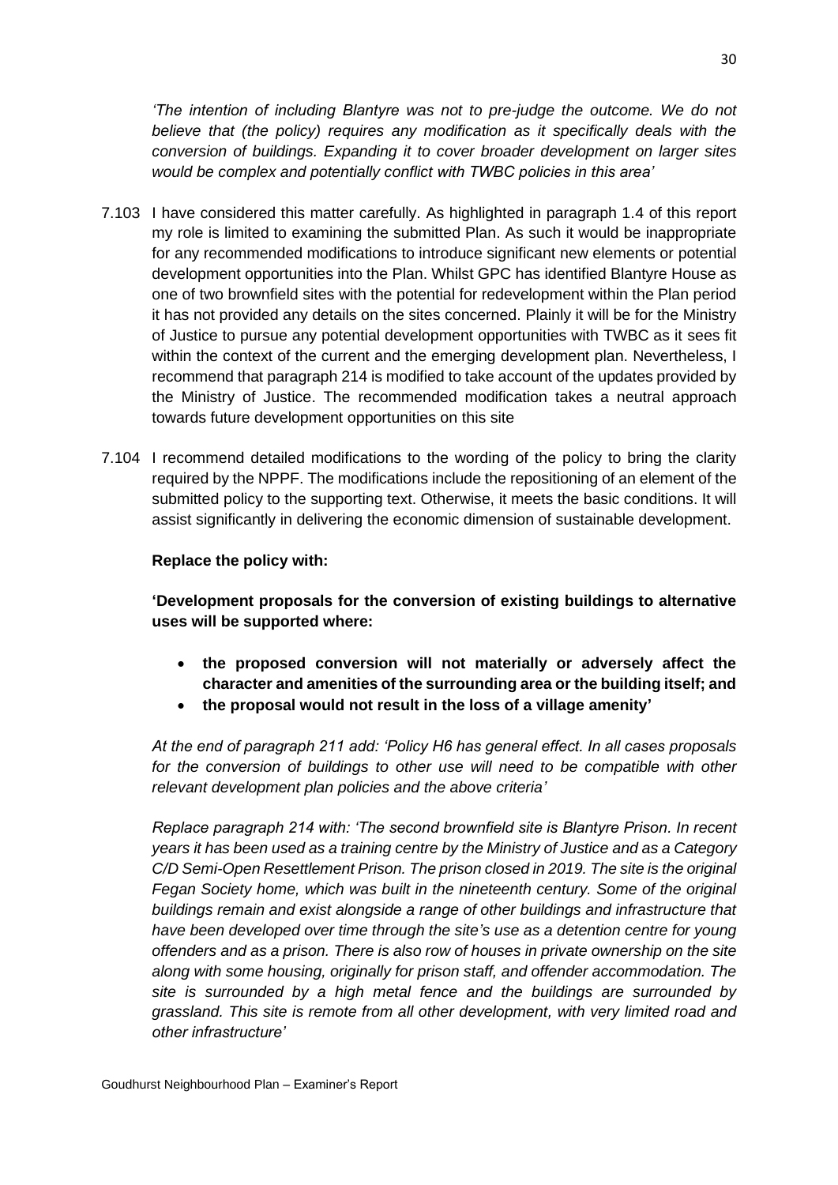*'The intention of including Blantyre was not to pre-judge the outcome. We do not believe that (the policy) requires any modification as it specifically deals with the conversion of buildings. Expanding it to cover broader development on larger sites would be complex and potentially conflict with TWBC policies in this area'*

7.103 I have considered this matter carefully. As highlighted in paragraph 1.4 of this report my role is limited to examining the submitted Plan. As such it would be inappropriate for any recommended modifications to introduce significant new elements or potential development opportunities into the Plan. Whilst GPC has identified Blantyre House as one of two brownfield sites with the potential for redevelopment within the Plan period it has not provided any details on the sites concerned. Plainly it will be for the Ministry of Justice to pursue any potential development opportunities with TWBC as it sees fit within the context of the current and the emerging development plan. Nevertheless, I recommend that paragraph 214 is modified to take account of the updates provided by the Ministry of Justice. The recommended modification takes a neutral approach towards future development opportunities on this site

7.104 I recommend detailed modifications to the wording of the policy to bring the clarity required by the NPPF. The modifications include the repositioning of an element of the submitted policy to the supporting text. Otherwise, it meets the basic conditions. It will assist significantly in delivering the economic dimension of sustainable development.

**Replace the policy with:**

**'Development proposals for the conversion of existing buildings to alternative uses will be supported where:**

- **the proposed conversion will not materially or adversely affect the character and amenities of the surrounding area or the building itself; and**
- **the proposal would not result in the loss of a village amenity'**

*At the end of paragraph 211 add: 'Policy H6 has general effect. In all cases proposals for the conversion of buildings to other use will need to be compatible with other relevant development plan policies and the above criteria'*

*Replace paragraph 214 with: 'The second brownfield site is Blantyre Prison. In recent years it has been used as a training centre by the Ministry of Justice and as a Category C/D Semi-Open Resettlement Prison. The prison closed in 2019. The site is the original Fegan Society home, which was built in the nineteenth century. Some of the original buildings remain and exist alongside a range of other buildings and infrastructure that have been developed over time through the site's use as a detention centre for young offenders and as a prison. There is also row of houses in private ownership on the site along with some housing, originally for prison staff, and offender accommodation. The site is surrounded by a high metal fence and the buildings are surrounded by grassland. This site is remote from all other development, with very limited road and other infrastructure'*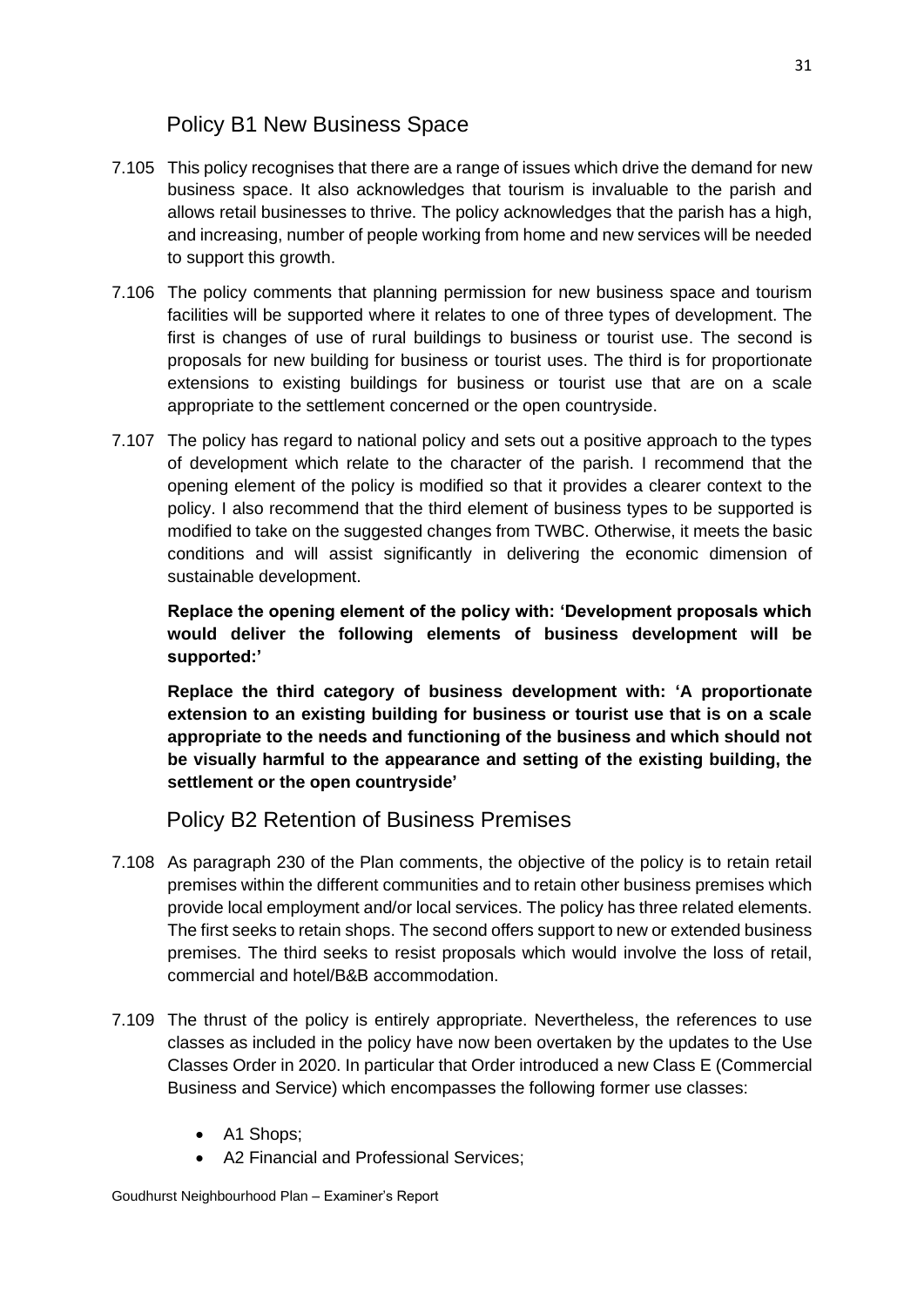## Policy B1 New Business Space

7.105 This policy recognises that there are a range of issues which drive the demand for new business space. It also acknowledges that tourism is invaluable to the parish and allows retail businesses to thrive. The policy acknowledges that the parish has a high, and increasing, number of people working from home and new services will be needed to support this growth.

7.106 The policy comments that planning permission for new business space and tourism facilities will be supported where it relates to one of three types of development. The first is changes of use of rural buildings to business or tourist use. The second is proposals for new building for business or tourist uses. The third is for proportionate extensions to existing buildings for business or tourist use that are on a scale appropriate to the settlement concerned or the open countryside.

7.107 The policy has regard to national policy and sets out a positive approach to the types of development which relate to the character of the parish. I recommend that the opening element of the policy is modified so that it provides a clearer context to the policy. I also recommend that the third element of business types to be supported is modified to take on the suggested changes from TWBC. Otherwise, it meets the basic conditions and will assist significantly in delivering the economic dimension of sustainable development.

**Replace the opening element of the policy with: 'Development proposals which would deliver the following elements of business development will be supported:'**

**Replace the third category of business development with: 'A proportionate extension to an existing building for business or tourist use that is on a scale appropriate to the needs and functioning of the business and which should not be visually harmful to the appearance and setting of the existing building, the settlement or the open countryside'**

## Policy B2 Retention of Business Premises

7.108 As paragraph 230 of the Plan comments, the objective of the policy is to retain retail premises within the different communities and to retain other business premises which provide local employment and/or local services. The policy has three related elements. The first seeks to retain shops. The second offers support to new or extended business premises. The third seeks to resist proposals which would involve the loss of retail, commercial and hotel/B&B accommodation.

7.109 The thrust of the policy is entirely appropriate. Nevertheless, the references to use classes as included in the policy have now been overtaken by the updates to the Use Classes Order in 2020. In particular that Order introduced a new Class E (Commercial Business and Service) which encompasses the following former use classes:

- A1 Shops;
- A2 Financial and Professional Services;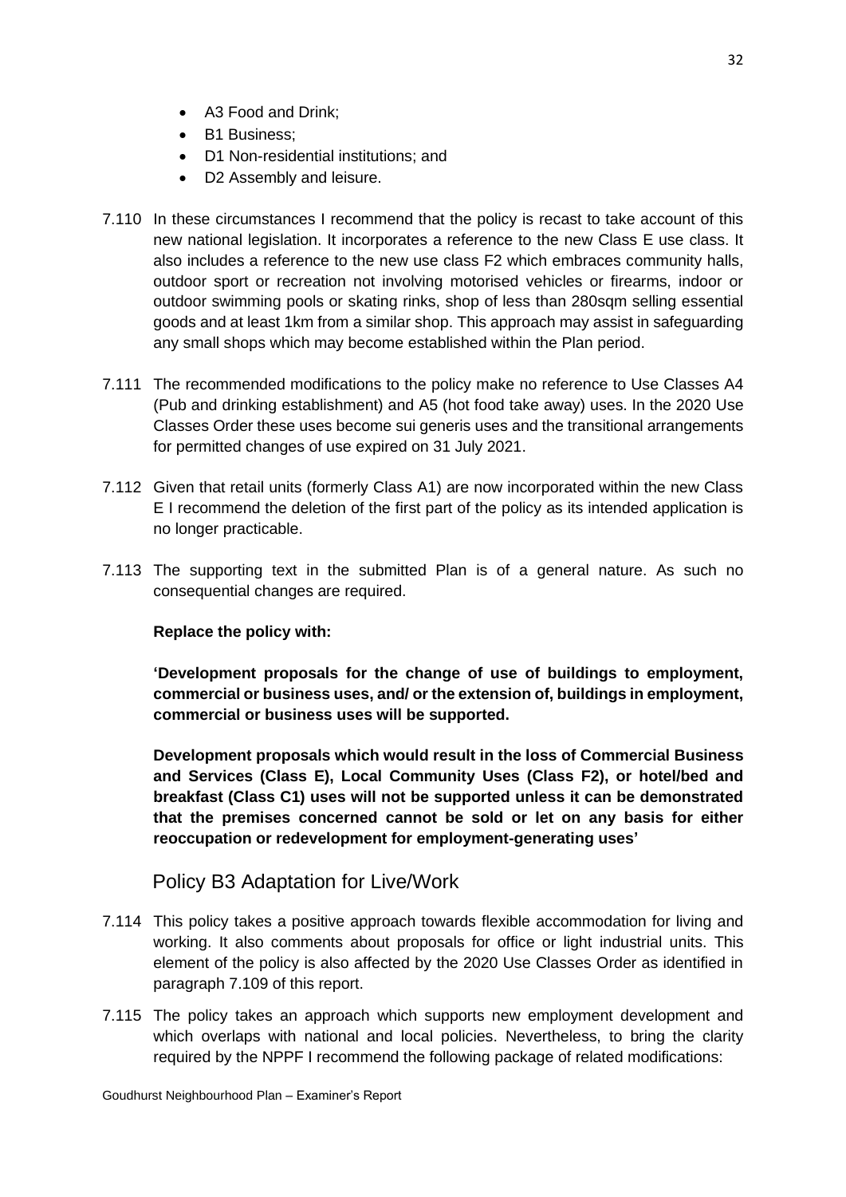- A3 Food and Drink;
- B1 Business;
- D1 Non-residential institutions; and
- D2 Assembly and leisure.

7.110 In these circumstances I recommend that the policy is recast to take account of this new national legislation. It incorporates a reference to the new Class E use class. It also includes a reference to the new use class F2 which embraces community halls, outdoor sport or recreation not involving motorised vehicles or firearms, indoor or outdoor swimming pools or skating rinks, shop of less than 280sqm selling essential goods and at least 1km from a similar shop. This approach may assist in safeguarding any small shops which may become established within the Plan period.

7.111 The recommended modifications to the policy make no reference to Use Classes A4 (Pub and drinking establishment) and A5 (hot food take away) uses. In the 2020 Use Classes Order these uses become sui generis uses and the transitional arrangements for permitted changes of use expired on 31 July 2021.

7.112 Given that retail units (formerly Class A1) are now incorporated within the new Class E I recommend the deletion of the first part of the policy as its intended application is no longer practicable.

7.113 The supporting text in the submitted Plan is of a general nature. As such no consequential changes are required.

**Replace the policy with:**

**'Development proposals for the change of use of buildings to employment, commercial or business uses, and/ or the extension of, buildings in employment, commercial or business uses will be supported.**

**Development proposals which would result in the loss of Commercial Business and Services (Class E), Local Community Uses (Class F2), or hotel/bed and breakfast (Class C1) uses will not be supported unless it can be demonstrated that the premises concerned cannot be sold or let on any basis for either reoccupation or redevelopment for employment-generating uses'**

## Policy B3 Adaptation for Live/Work

7.114 This policy takes a positive approach towards flexible accommodation for living and working. It also comments about proposals for office or light industrial units. This element of the policy is also affected by the 2020 Use Classes Order as identified in paragraph 7.109 of this report.

7.115 The policy takes an approach which supports new employment development and which overlaps with national and local policies. Nevertheless, to bring the clarity required by the NPPF I recommend the following package of related modifications: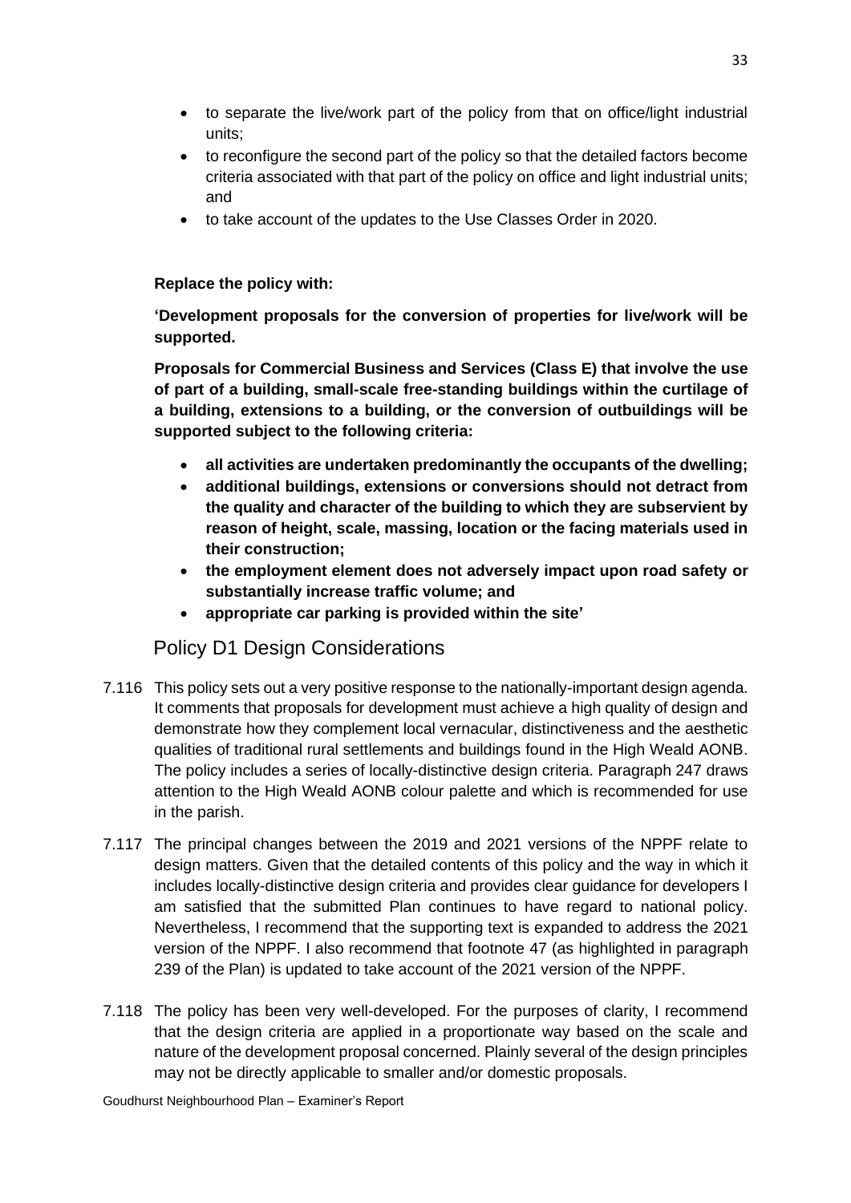- to separate the live/work part of the policy from that on office/light industrial units;
- to reconfigure the second part of the policy so that the detailed factors become criteria associated with that part of the policy on office and light industrial units; and
- to take account of the updates to the Use Classes Order in 2020.

**Replace the policy with:**

**'Development proposals for the conversion of properties for live/work will be supported.**

**Proposals for Commercial Business and Services (Class E) that involve the use of part of a building, small-scale free-standing buildings within the curtilage of a building, extensions to a building, or the conversion of outbuildings will be supported subject to the following criteria:**

- **all activities are undertaken predominantly the occupants of the dwelling;**
- **additional buildings, extensions or conversions should not detract from the quality and character of the building to which they are subservient by reason of height, scale, massing, location or the facing materials used in their construction;**
- **the employment element does not adversely impact upon road safety or substantially increase traffic volume; and**
- **appropriate car parking is provided within the site'**

## Policy D1 Design Considerations

7.116 This policy sets out a very positive response to the nationally-important design agenda. It comments that proposals for development must achieve a high quality of design and demonstrate how they complement local vernacular, distinctiveness and the aesthetic qualities of traditional rural settlements and buildings found in the High Weald AONB. The policy includes a series of locally-distinctive design criteria. Paragraph 247 draws attention to the High Weald AONB colour palette and which is recommended for use in the parish.

7.117 The principal changes between the 2019 and 2021 versions of the NPPF relate to design matters. Given that the detailed contents of this policy and the way in which it includes locally-distinctive design criteria and provides clear guidance for developers I am satisfied that the submitted Plan continues to have regard to national policy. Nevertheless, I recommend that the supporting text is expanded to address the 2021 version of the NPPF. I also recommend that footnote 47 (as highlighted in paragraph 239 of the Plan) is updated to take account of the 2021 version of the NPPF.

7.118 The policy has been very well-developed. For the purposes of clarity, I recommend that the design criteria are applied in a proportionate way based on the scale and nature of the development proposal concerned. Plainly several of the design principles may not be directly applicable to smaller and/or domestic proposals.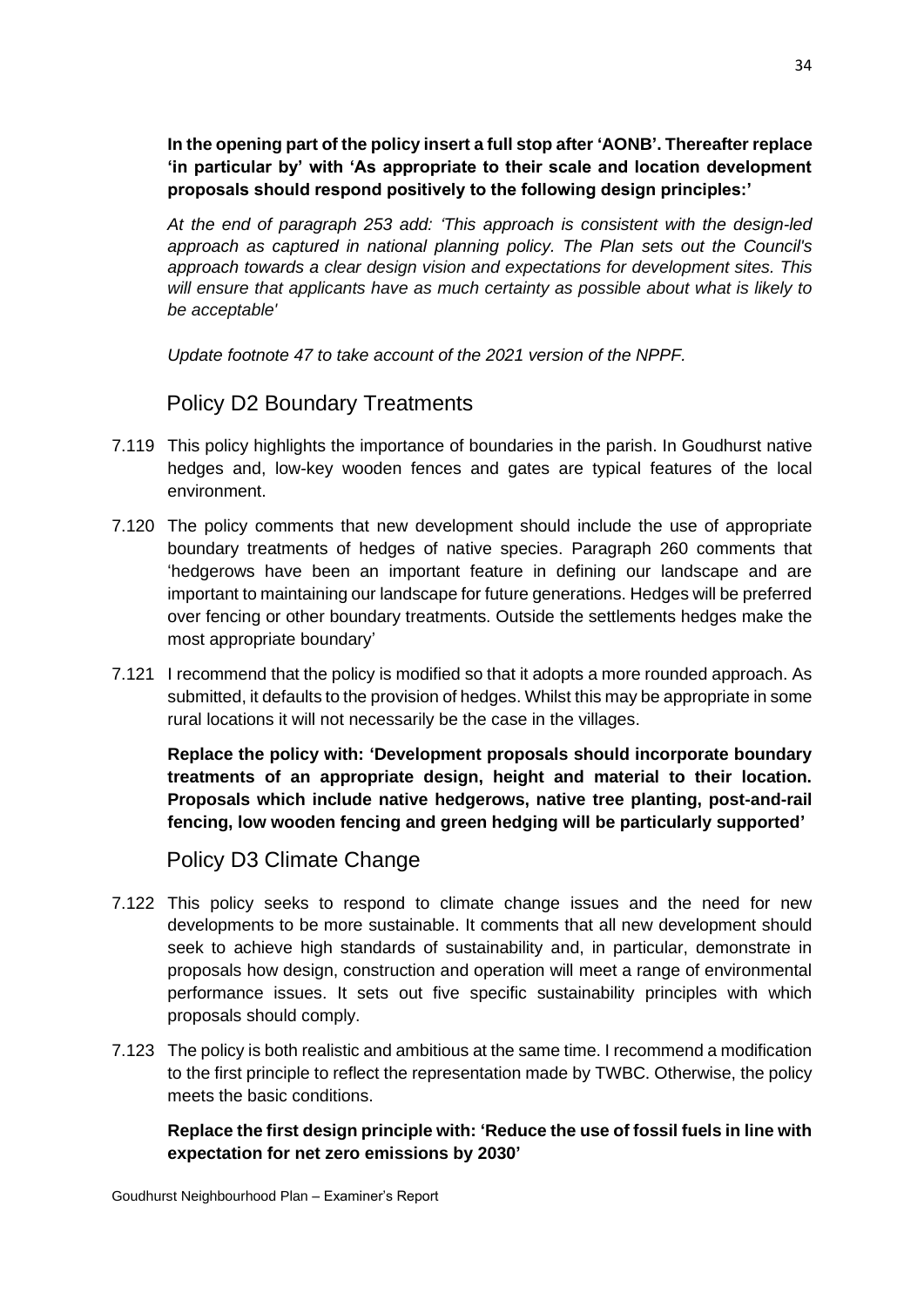**In the opening part of the policy insert a full stop after 'AONB'. Thereafter replace 'in particular by' with 'As appropriate to their scale and location development proposals should respond positively to the following design principles:'**

*At the end of paragraph 253 add: 'This approach is consistent with the design-led approach as captured in national planning policy. The Plan sets out the Council's approach towards a clear design vision and expectations for development sites. This will ensure that applicants have as much certainty as possible about what is likely to be acceptable'*

*Update footnote 47 to take account of the 2021 version of the NPPF.*

## Policy D2 Boundary Treatments

7.119 This policy highlights the importance of boundaries in the parish. In Goudhurst native hedges and, low-key wooden fences and gates are typical features of the local environment.

7.120 The policy comments that new development should include the use of appropriate boundary treatments of hedges of native species. Paragraph 260 comments that 'hedgerows have been an important feature in defining our landscape and are important to maintaining our landscape for future generations. Hedges will be preferred over fencing or other boundary treatments. Outside the settlements hedges make the most appropriate boundary'

7.121 I recommend that the policy is modified so that it adopts a more rounded approach. As submitted, it defaults to the provision of hedges. Whilst this may be appropriate in some rural locations it will not necessarily be the case in the villages.

**Replace the policy with: 'Development proposals should incorporate boundary treatments of an appropriate design, height and material to their location. Proposals which include native hedgerows, native tree planting, post-and-rail fencing, low wooden fencing and green hedging will be particularly supported'**

## Policy D3 Climate Change

7.122 This policy seeks to respond to climate change issues and the need for new developments to be more sustainable. It comments that all new development should seek to achieve high standards of sustainability and, in particular, demonstrate in proposals how design, construction and operation will meet a range of environmental performance issues. It sets out five specific sustainability principles with which proposals should comply.

7.123 The policy is both realistic and ambitious at the same time. I recommend a modification to the first principle to reflect the representation made by TWBC. Otherwise, the policy meets the basic conditions.

**Replace the first design principle with: 'Reduce the use of fossil fuels in line with expectation for net zero emissions by 2030'**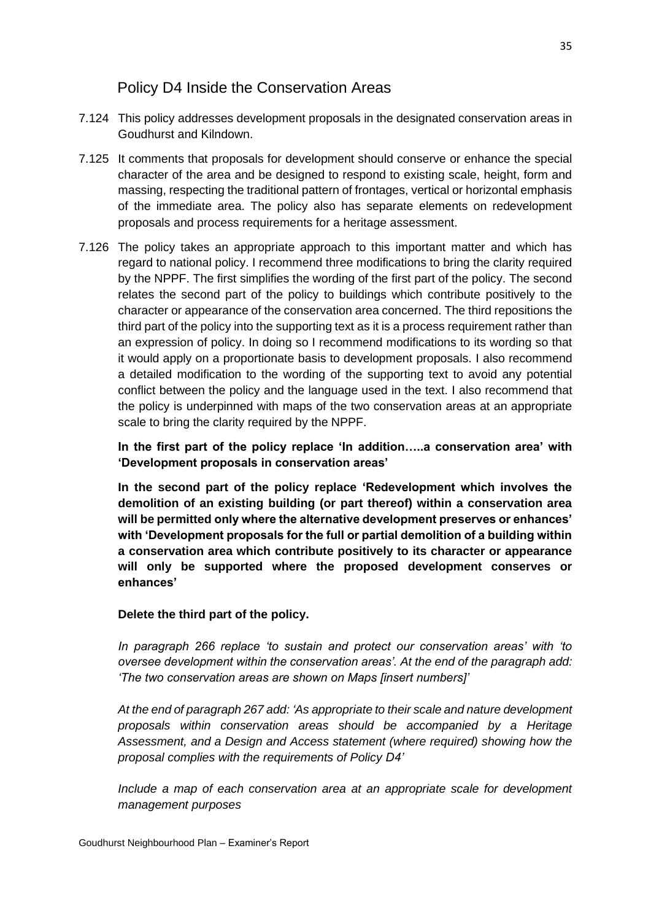## Policy D4 Inside the Conservation Areas

7.124 This policy addresses development proposals in the designated conservation areas in Goudhurst and Kilndown.

7.125 It comments that proposals for development should conserve or enhance the special character of the area and be designed to respond to existing scale, height, form and massing, respecting the traditional pattern of frontages, vertical or horizontal emphasis of the immediate area. The policy also has separate elements on redevelopment proposals and process requirements for a heritage assessment.

7.126 The policy takes an appropriate approach to this important matter and which has regard to national policy. I recommend three modifications to bring the clarity required by the NPPF. The first simplifies the wording of the first part of the policy. The second relates the second part of the policy to buildings which contribute positively to the character or appearance of the conservation area concerned. The third repositions the third part of the policy into the supporting text as it is a process requirement rather than an expression of policy. In doing so I recommend modifications to its wording so that it would apply on a proportionate basis to development proposals. I also recommend a detailed modification to the wording of the supporting text to avoid any potential conflict between the policy and the language used in the text. I also recommend that the policy is underpinned with maps of the two conservation areas at an appropriate scale to bring the clarity required by the NPPF.

**In the first part of the policy replace 'In addition…..a conservation area' with 'Development proposals in conservation areas'**

**In the second part of the policy replace 'Redevelopment which involves the demolition of an existing building (or part thereof) within a conservation area will be permitted only where the alternative development preserves or enhances' with 'Development proposals for the full or partial demolition of a building within a conservation area which contribute positively to its character or appearance will only be supported where the proposed development conserves or enhances'**

**Delete the third part of the policy.**

*In paragraph 266 replace 'to sustain and protect our conservation areas' with 'to oversee development within the conservation areas'. At the end of the paragraph add: 'The two conservation areas are shown on Maps [insert numbers]'*

*At the end of paragraph 267 add: 'As appropriate to their scale and nature development proposals within conservation areas should be accompanied by a Heritage Assessment, and a Design and Access statement (where required) showing how the proposal complies with the requirements of Policy D4'*

*Include a map of each conservation area at an appropriate scale for development management purposes*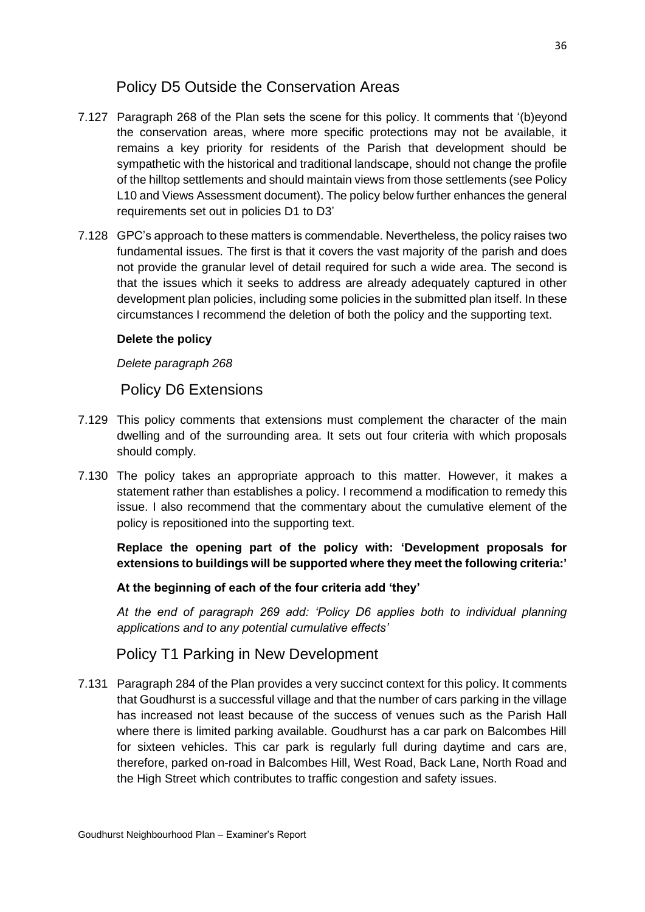## Policy D5 Outside the Conservation Areas

7.127 Paragraph 268 of the Plan sets the scene for this policy. It comments that '(b)eyond the conservation areas, where more specific protections may not be available, it remains a key priority for residents of the Parish that development should be sympathetic with the historical and traditional landscape, should not change the profile of the hilltop settlements and should maintain views from those settlements (see Policy L10 and Views Assessment document). The policy below further enhances the general requirements set out in policies D1 to D3'

7.128 GPC's approach to these matters is commendable. Nevertheless, the policy raises two fundamental issues. The first is that it covers the vast majority of the parish and does not provide the granular level of detail required for such a wide area. The second is that the issues which it seeks to address are already adequately captured in other development plan policies, including some policies in the submitted plan itself. In these circumstances I recommend the deletion of both the policy and the supporting text.

**Delete the policy**

*Delete paragraph 268*

## Policy D6 Extensions

7.129 This policy comments that extensions must complement the character of the main dwelling and of the surrounding area. It sets out four criteria with which proposals should comply.

7.130 The policy takes an appropriate approach to this matter. However, it makes a statement rather than establishes a policy. I recommend a modification to remedy this issue. I also recommend that the commentary about the cumulative element of the policy is repositioned into the supporting text.

**Replace the opening part of the policy with: 'Development proposals for extensions to buildings will be supported where they meet the following criteria:'**

**At the beginning of each of the four criteria add 'they'**

*At the end of paragraph 269 add: 'Policy D6 applies both to individual planning applications and to any potential cumulative effects'*

## Policy T1 Parking in New Development

7.131 Paragraph 284 of the Plan provides a very succinct context for this policy. It comments that Goudhurst is a successful village and that the number of cars parking in the village has increased not least because of the success of venues such as the Parish Hall where there is limited parking available. Goudhurst has a car park on Balcombes Hill for sixteen vehicles. This car park is regularly full during daytime and cars are, therefore, parked on-road in Balcombes Hill, West Road, Back Lane, North Road and the High Street which contributes to traffic congestion and safety issues.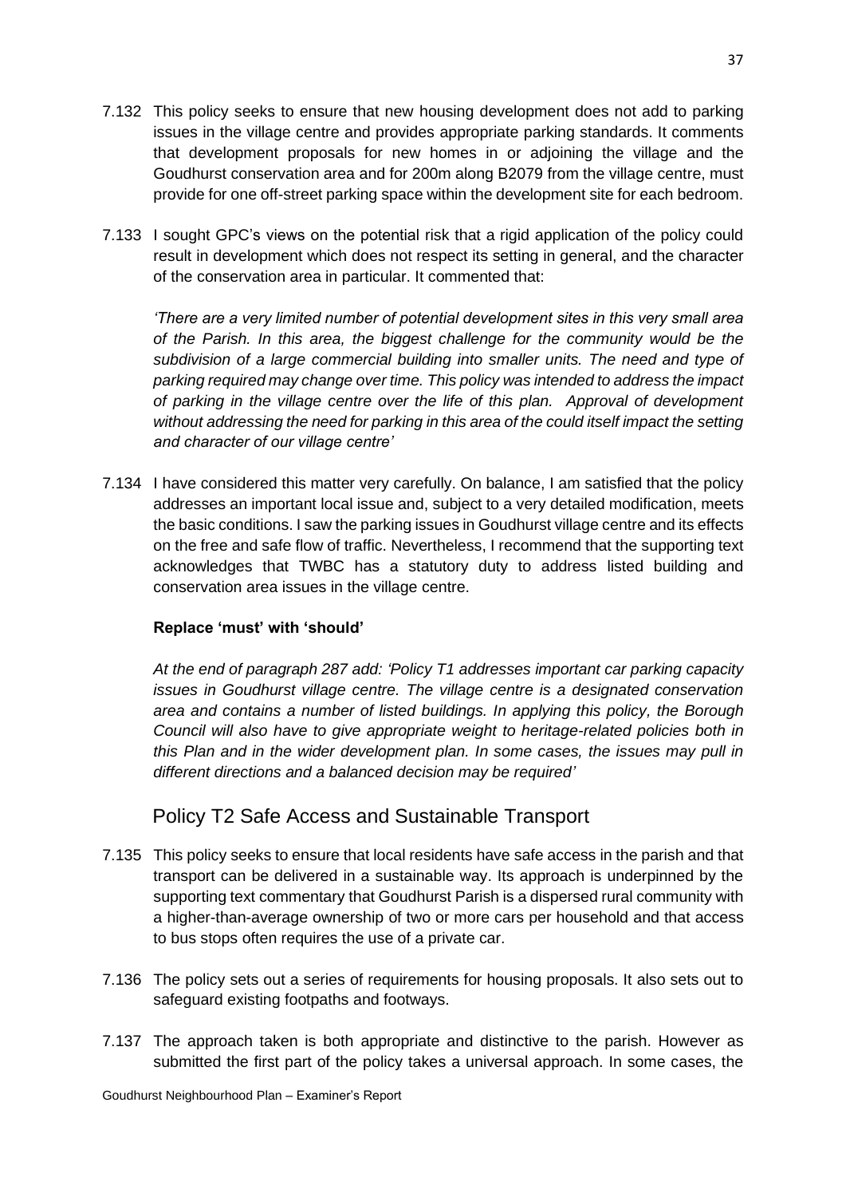7.132 This policy seeks to ensure that new housing development does not add to parking issues in the village centre and provides appropriate parking standards. It comments that development proposals for new homes in or adjoining the village and the Goudhurst conservation area and for 200m along B2079 from the village centre, must provide for one off-street parking space within the development site for each bedroom.

7.133 I sought GPC's views on the potential risk that a rigid application of the policy could result in development which does not respect its setting in general, and the character of the conservation area in particular. It commented that:

*'There are a very limited number of potential development sites in this very small area of the Parish. In this area, the biggest challenge for the community would be the subdivision of a large commercial building into smaller units. The need and type of parking required may change over time. This policy was intended to address the impact of parking in the village centre over the life of this plan. Approval of development without addressing the need for parking in this area of the could itself impact the setting and character of our village centre'*

7.134 I have considered this matter very carefully. On balance, I am satisfied that the policy addresses an important local issue and, subject to a very detailed modification, meets the basic conditions. I saw the parking issues in Goudhurst village centre and its effects on the free and safe flow of traffic. Nevertheless, I recommend that the supporting text acknowledges that TWBC has a statutory duty to address listed building and conservation area issues in the village centre.

**Replace 'must' with 'should'**

*At the end of paragraph 287 add: 'Policy T1 addresses important car parking capacity issues in Goudhurst village centre. The village centre is a designated conservation area and contains a number of listed buildings. In applying this policy, the Borough Council will also have to give appropriate weight to heritage-related policies both in this Plan and in the wider development plan. In some cases, the issues may pull in different directions and a balanced decision may be required'*

## Policy T2 Safe Access and Sustainable Transport

7.135 This policy seeks to ensure that local residents have safe access in the parish and that transport can be delivered in a sustainable way. Its approach is underpinned by the supporting text commentary that Goudhurst Parish is a dispersed rural community with a higher-than-average ownership of two or more cars per household and that access to bus stops often requires the use of a private car.

7.136 The policy sets out a series of requirements for housing proposals. It also sets out to safeguard existing footpaths and footways.

7.137 The approach taken is both appropriate and distinctive to the parish. However as submitted the first part of the policy takes a universal approach. In some cases, the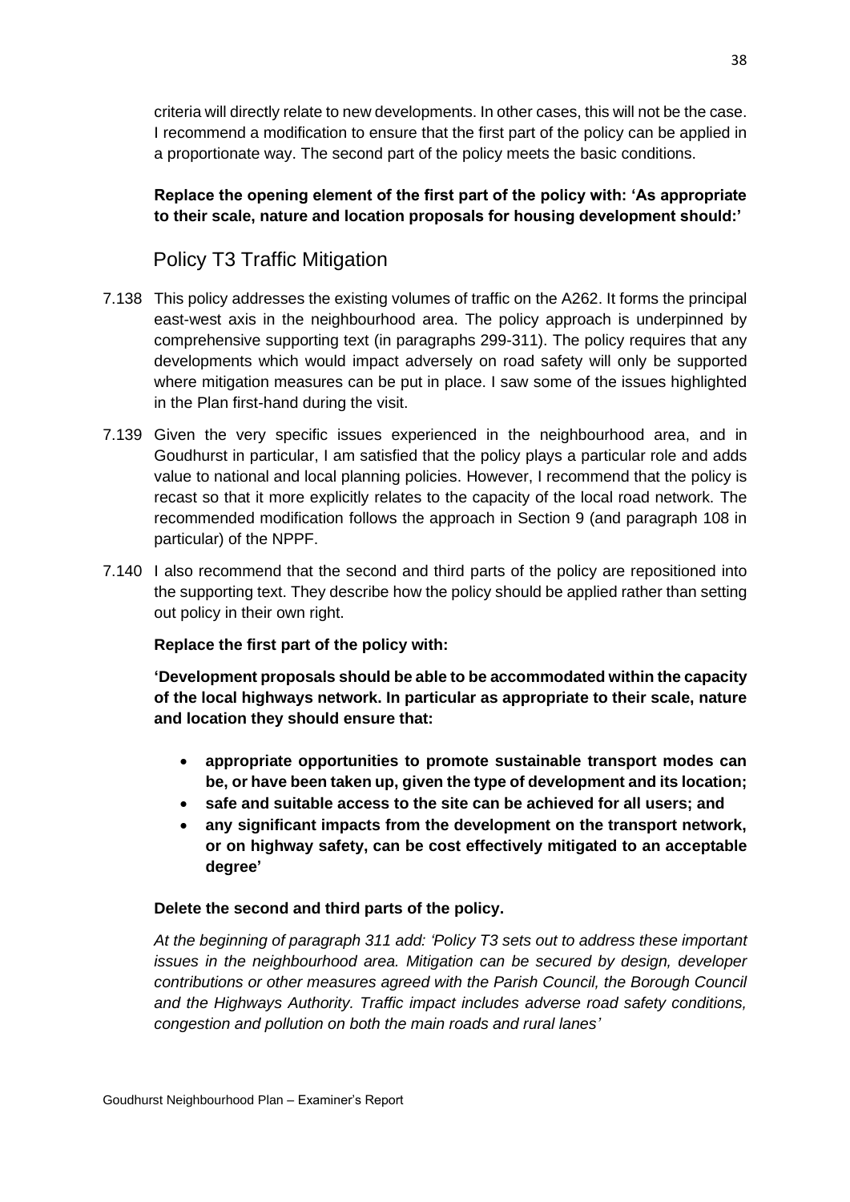criteria will directly relate to new developments. In other cases, this will not be the case. I recommend a modification to ensure that the first part of the policy can be applied in a proportionate way. The second part of the policy meets the basic conditions.

**Replace the opening element of the first part of the policy with: 'As appropriate to their scale, nature and location proposals for housing development should:'**

## Policy T3 Traffic Mitigation

7.138 This policy addresses the existing volumes of traffic on the A262. It forms the principal east-west axis in the neighbourhood area. The policy approach is underpinned by comprehensive supporting text (in paragraphs 299-311). The policy requires that any developments which would impact adversely on road safety will only be supported where mitigation measures can be put in place. I saw some of the issues highlighted in the Plan first-hand during the visit.

7.139 Given the very specific issues experienced in the neighbourhood area, and in Goudhurst in particular, I am satisfied that the policy plays a particular role and adds value to national and local planning policies. However, I recommend that the policy is recast so that it more explicitly relates to the capacity of the local road network. The recommended modification follows the approach in Section 9 (and paragraph 108 in particular) of the NPPF.

7.140 I also recommend that the second and third parts of the policy are repositioned into the supporting text. They describe how the policy should be applied rather than setting out policy in their own right.

**Replace the first part of the policy with:**

**'Development proposals should be able to be accommodated within the capacity of the local highways network. In particular as appropriate to their scale, nature and location they should ensure that:**

- **appropriate opportunities to promote sustainable transport modes can be, or have been taken up, given the type of development and its location;**
- **safe and suitable access to the site can be achieved for all users; and**
- **any significant impacts from the development on the transport network, or on highway safety, can be cost effectively mitigated to an acceptable degree'**

**Delete the second and third parts of the policy.**

*At the beginning of paragraph 311 add: 'Policy T3 sets out to address these important issues in the neighbourhood area. Mitigation can be secured by design, developer contributions or other measures agreed with the Parish Council, the Borough Council and the Highways Authority. Traffic impact includes adverse road safety conditions, congestion and pollution on both the main roads and rural lanes'*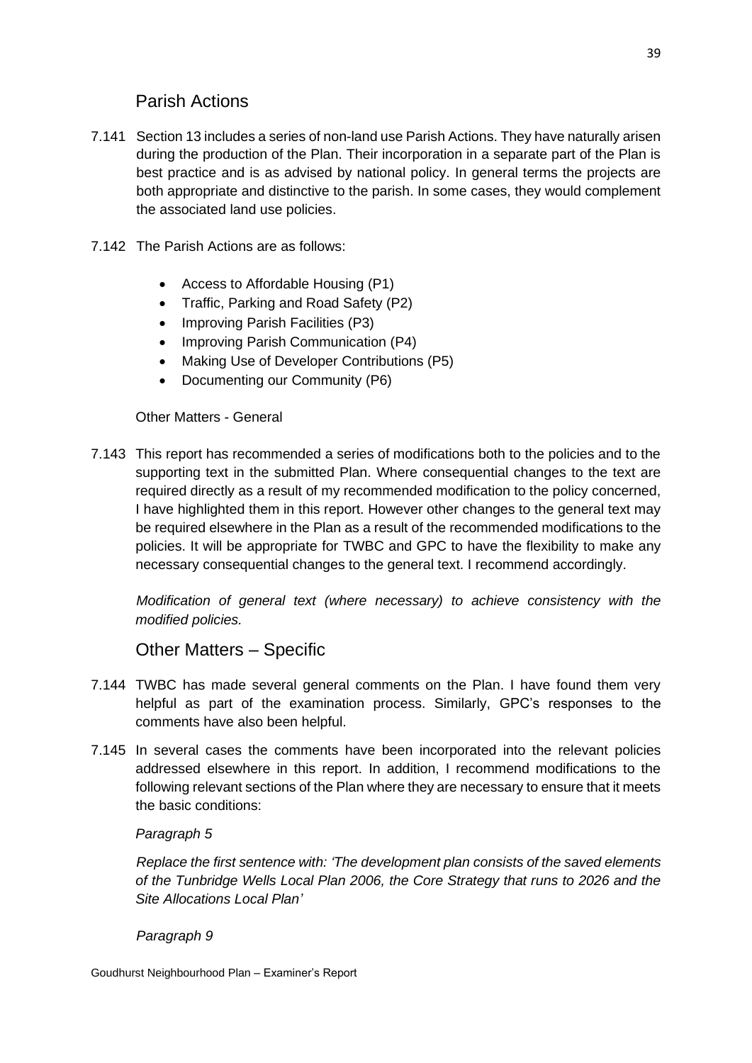## Parish Actions

7.141 Section 13 includes a series of non-land use Parish Actions. They have naturally arisen during the production of the Plan. Their incorporation in a separate part of the Plan is best practice and is as advised by national policy. In general terms the projects are both appropriate and distinctive to the parish. In some cases, they would complement the associated land use policies.

7.142 The Parish Actions are as follows:

- Access to Affordable Housing (P1)
- Traffic, Parking and Road Safety (P2)
- Improving Parish Facilities (P3)
- Improving Parish Communication (P4)
- Making Use of Developer Contributions (P5)
- Documenting our Community (P6)

Other Matters - General

7.143 This report has recommended a series of modifications both to the policies and to the supporting text in the submitted Plan. Where consequential changes to the text are required directly as a result of my recommended modification to the policy concerned, I have highlighted them in this report. However other changes to the general text may be required elsewhere in the Plan as a result of the recommended modifications to the policies. It will be appropriate for TWBC and GPC to have the flexibility to make any necessary consequential changes to the general text. I recommend accordingly.

*Modification of general text (where necessary) to achieve consistency with the modified policies.*

## Other Matters – Specific

7.144 TWBC has made several general comments on the Plan. I have found them very helpful as part of the examination process. Similarly, GPC's responses to the comments have also been helpful.

7.145 In several cases the comments have been incorporated into the relevant policies addressed elsewhere in this report. In addition, I recommend modifications to the following relevant sections of the Plan where they are necessary to ensure that it meets the basic conditions:

*Paragraph 5*

*Replace the first sentence with: 'The development plan consists of the saved elements of the Tunbridge Wells Local Plan 2006, the Core Strategy that runs to 2026 and the Site Allocations Local Plan'*

*Paragraph 9*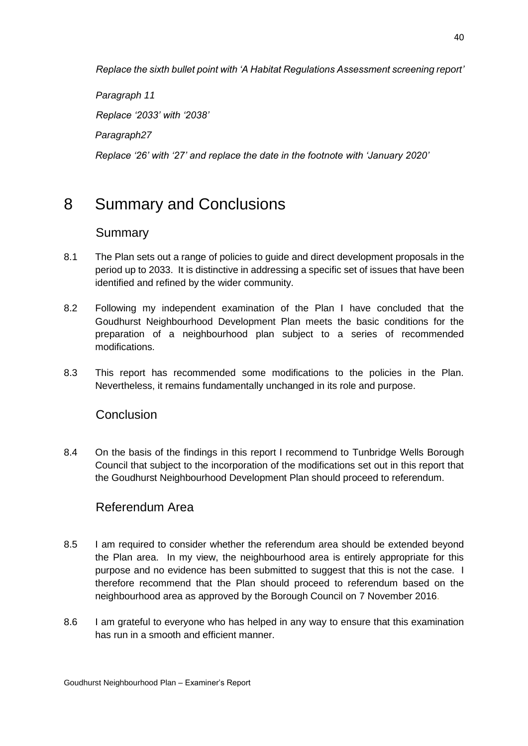*Replace the sixth bullet point with 'A Habitat Regulations Assessment screening report'*

*Paragraph 11*

*Replace '2033' with '2038'*

*Paragraph27*

*Replace '26' with '27' and replace the date in the footnote with 'January 2020'*

# 8 Summary and Conclusions

## Summary

8.1 The Plan sets out a range of policies to guide and direct development proposals in the period up to 2033. It is distinctive in addressing a specific set of issues that have been identified and refined by the wider community.

8.2 Following my independent examination of the Plan I have concluded that the Goudhurst Neighbourhood Development Plan meets the basic conditions for the preparation of a neighbourhood plan subject to a series of recommended modifications.

8.3 This report has recommended some modifications to the policies in the Plan. Nevertheless, it remains fundamentally unchanged in its role and purpose.

## Conclusion

8.4 On the basis of the findings in this report I recommend to Tunbridge Wells Borough Council that subject to the incorporation of the modifications set out in this report that the Goudhurst Neighbourhood Development Plan should proceed to referendum.

## Referendum Area

8.5 I am required to consider whether the referendum area should be extended beyond the Plan area. In my view, the neighbourhood area is entirely appropriate for this purpose and no evidence has been submitted to suggest that this is not the case. I therefore recommend that the Plan should proceed to referendum based on the neighbourhood area as approved by the Borough Council on 7 November 2016.

8.6 I am grateful to everyone who has helped in any way to ensure that this examination has run in a smooth and efficient manner.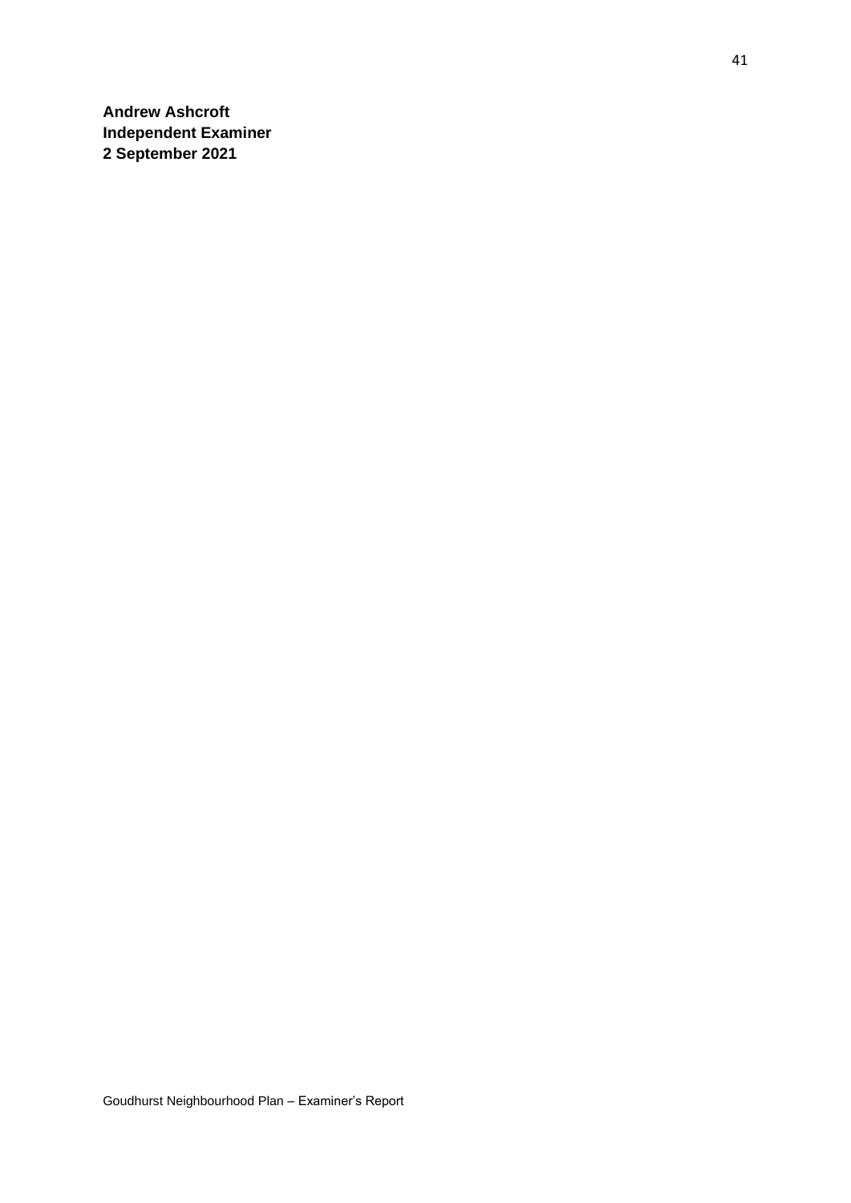**Andrew Ashcroft**
**Independent Examiner**
**2 September 2021**